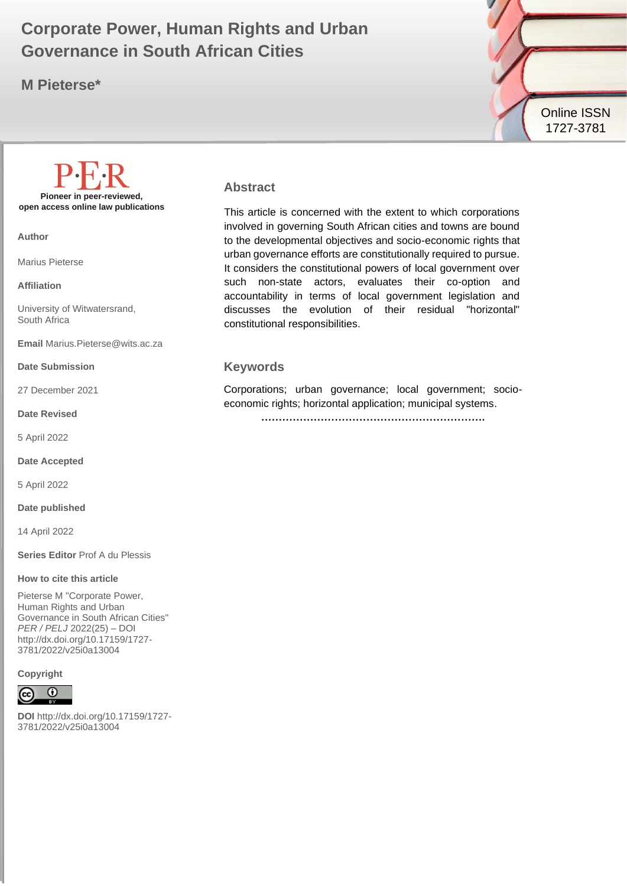# Corporate Power, Human Rights and Urban Governance in South African Cities

**M Pieterse***

Online ISSN 1727-3781

**Pioneer in peer-reviewed, open access online law publications**

**Author**

Marius Pieterse

**Affiliation**

University of Witwatersrand, South Africa

**Email** Marius.Pieterse@wits.ac.za

**Date Submission**

27 December 2021

**Date Revised**

5 April 2022

**Date Accepted**

5 April 2022

**Date published**

14 April 2022

**Series Editor** Prof A du Plessis

**How to cite this article**

Pieterse M "Corporate Power, Human Rights and Urban Governance in South African Cities" *PER / PELJ* 2022(25) – DOI http://dx.doi.org/10.17159/1727-3781/2022/v25i0a13004

**Copyright**

**DOI** http://dx.doi.org/10.17159/1727-3781/2022/v25i0a13004

## Abstract

This article is concerned with the extent to which corporations involved in governing South African cities and towns are bound to the developmental objectives and socio-economic rights that urban governance efforts are constitutionally required to pursue. It considers the constitutional powers of local government over such non-state actors, evaluates their co-option and accountability in terms of local government legislation and discusses the evolution of their residual "horizontal" constitutional responsibilities.

## Keywords

Corporations; urban governance; local government; socio-economic rights; horizontal application; municipal systems.

..............................................................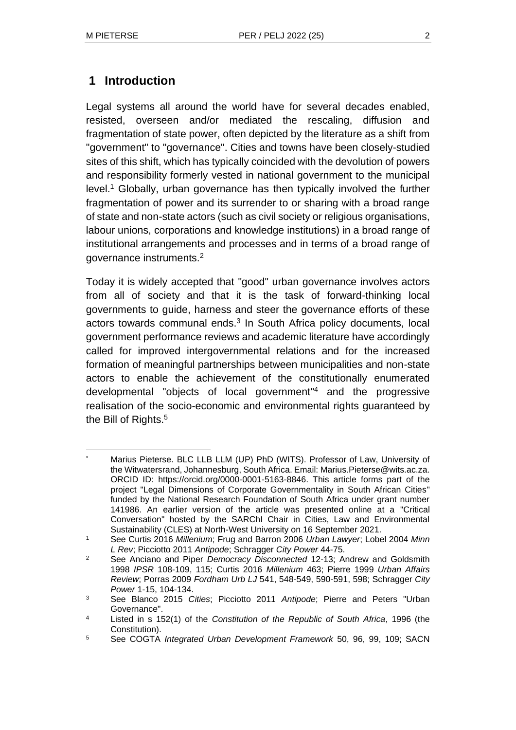## 1 Introduction

Legal systems all around the world have for several decades enabled, resisted, overseen and/or mediated the rescaling, diffusion and fragmentation of state power, often depicted by the literature as a shift from "government" to "governance". Cities and towns have been closely-studied sites of this shift, which has typically coincided with the devolution of powers and responsibility formerly vested in national government to the municipal level.[1] Globally, urban governance has then typically involved the further fragmentation of power and its surrender to or sharing with a broad range of state and non-state actors (such as civil society or religious organisations, labour unions, corporations and knowledge institutions) in a broad range of institutional arrangements and processes and in terms of a broad range of governance instruments.[2]

Today it is widely accepted that "good" urban governance involves actors from all of society and that it is the task of forward-thinking local governments to guide, harness and steer the governance efforts of these actors towards communal ends.[3] In South Africa policy documents, local government performance reviews and academic literature have accordingly called for improved intergovernmental relations and for the increased formation of meaningful partnerships between municipalities and non-state actors to enable the achievement of the constitutionally enumerated developmental "objects of local government"[4] and the progressive realisation of the socio-economic and environmental rights guaranteed by the Bill of Rights.[5]

---

\* Marius Pieterse. BLC LLB LLM (UP) PhD (WITS). Professor of Law, University of the Witwatersrand, Johannesburg, South Africa. Email: Marius.Pieterse@wits.ac.za. ORCID ID: https://orcid.org/0000-0001-5163-8846. This article forms part of the project "Legal Dimensions of Corporate Governmentality in South African Cities" funded by the National Research Foundation of South Africa under grant number 141986. An earlier version of the article was presented online at a "Critical Conversation" hosted by the SARChI Chair in Cities, Law and Environmental Sustainability (CLES) at North-West University on 16 September 2021.

[1] See Curtis 2016 *Millenium*; Frug and Barron 2006 *Urban Lawyer*; Lobel 2004 *Minn L Rev*; Picciotto 2011 *Antipode*; Schragger *City Power* 44-75.

[2] See Anciano and Piper *Democracy Disconnected* 12-13; Andrew and Goldsmith 1998 *IPSR* 108-109, 115; Curtis 2016 *Millenium* 463; Pierre 1999 *Urban Affairs Review*; Porras 2009 *Fordham Urb LJ* 541, 548-549, 590-591, 598; Schragger *City Power* 1-15, 104-134.

[3] See Blanco 2015 *Cities*; Picciotto 2011 *Antipode*; Pierre and Peters "Urban Governance".

[4] Listed in s 152(1) of the *Constitution of the Republic of South Africa*, 1996 (the Constitution).

[5] See COGTA *Integrated Urban Development Framework* 50, 96, 99, 109; SACN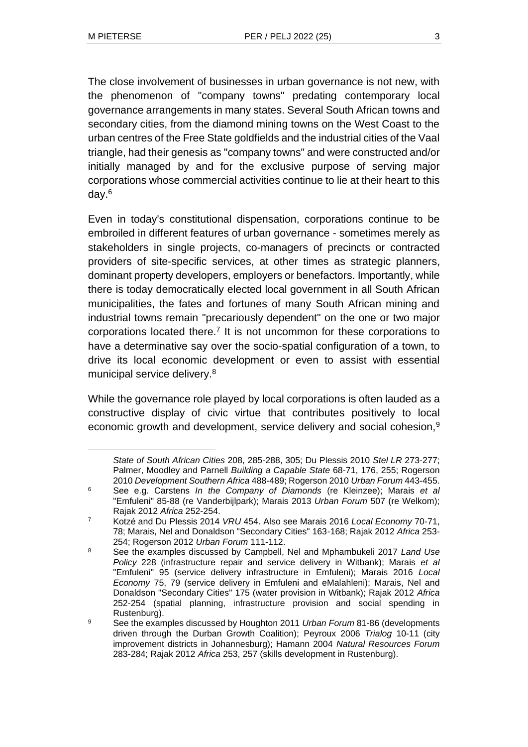The close involvement of businesses in urban governance is not new, with the phenomenon of "company towns" predating contemporary local governance arrangements in many states. Several South African towns and secondary cities, from the diamond mining towns on the West Coast to the urban centres of the Free State goldfields and the industrial cities of the Vaal triangle, had their genesis as "company towns" and were constructed and/or initially managed by and for the exclusive purpose of serving major corporations whose commercial activities continue to lie at their heart to this day.[6]

Even in today's constitutional dispensation, corporations continue to be embroiled in different features of urban governance - sometimes merely as stakeholders in single projects, co-managers of precincts or contracted providers of site-specific services, at other times as strategic planners, dominant property developers, employers or benefactors. Importantly, while there is today democratically elected local government in all South African municipalities, the fates and fortunes of many South African mining and industrial towns remain "precariously dependent" on the one or two major corporations located there.[7] It is not uncommon for these corporations to have a determinative say over the socio-spatial configuration of a town, to drive its local economic development or even to assist with essential municipal service delivery.[8]

While the governance role played by local corporations is often lauded as a constructive display of civic virtue that contributes positively to local economic growth and development, service delivery and social cohesion,[9]

---

*State of South African Cities* 208, 285-288, 305; Du Plessis 2010 *Stel LR* 273-277; Palmer, Moodley and Parnell *Building a Capable State* 68-71, 176, 255; Rogerson 2010 *Development Southern Africa* 488-489; Rogerson 2010 *Urban Forum* 443-455.

[6] See e.g. Carstens *In the Company of Diamonds* (re Kleinzee); Marais *et al* "Emfuleni" 85-88 (re Vanderbijlpark); Marais 2013 *Urban Forum* 507 (re Welkom); Rajak 2012 *Africa* 252-254.

[7] Kotzé and Du Plessis 2014 *VRU* 454. Also see Marais 2016 *Local Economy* 70-71, 78; Marais, Nel and Donaldson "Secondary Cities" 163-168; Rajak 2012 *Africa* 253-254; Rogerson 2012 *Urban Forum* 111-112.

[8] See the examples discussed by Campbell, Nel and Mphambukeli 2017 *Land Use Policy* 228 (infrastructure repair and service delivery in Witbank); Marais *et al* "Emfuleni" 95 (service delivery infrastructure in Emfuleni); Marais 2016 *Local Economy* 75, 79 (service delivery in Emfuleni and eMalahleni); Marais, Nel and Donaldson "Secondary Cities" 175 (water provision in Witbank); Rajak 2012 *Africa* 252-254 (spatial planning, infrastructure provision and social spending in Rustenburg).

[9] See the examples discussed by Houghton 2011 *Urban Forum* 81-86 (developments driven through the Durban Growth Coalition); Peyroux 2006 *Trialog* 10-11 (city improvement districts in Johannesburg); Hamann 2004 *Natural Resources Forum* 283-284; Rajak 2012 *Africa* 253, 257 (skills development in Rustenburg).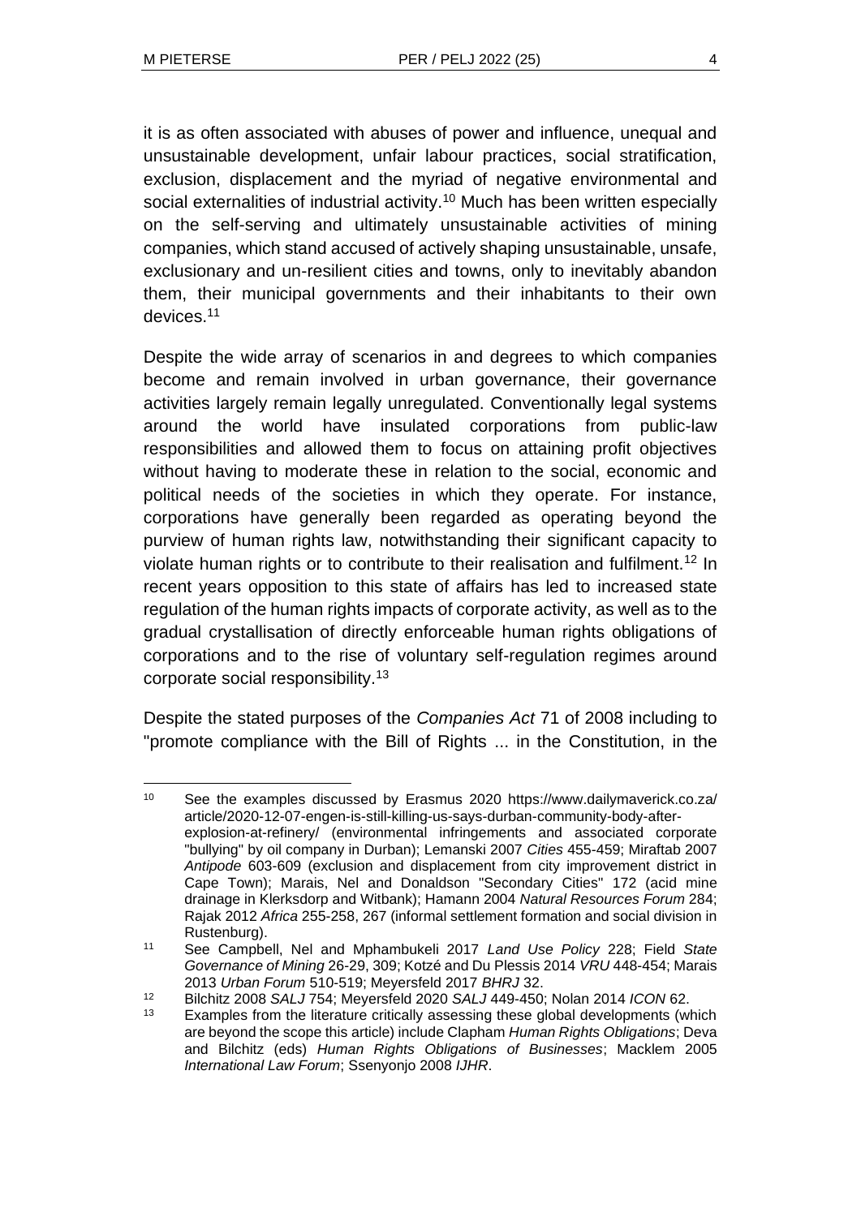it is as often associated with abuses of power and influence, unequal and unsustainable development, unfair labour practices, social stratification, exclusion, displacement and the myriad of negative environmental and social externalities of industrial activity.[10] Much has been written especially on the self-serving and ultimately unsustainable activities of mining companies, which stand accused of actively shaping unsustainable, unsafe, exclusionary and un-resilient cities and towns, only to inevitably abandon them, their municipal governments and their inhabitants to their own devices.[11]

Despite the wide array of scenarios in and degrees to which companies become and remain involved in urban governance, their governance activities largely remain legally unregulated. Conventionally legal systems around the world have insulated corporations from public-law responsibilities and allowed them to focus on attaining profit objectives without having to moderate these in relation to the social, economic and political needs of the societies in which they operate. For instance, corporations have generally been regarded as operating beyond the purview of human rights law, notwithstanding their significant capacity to violate human rights or to contribute to their realisation and fulfilment.[12] In recent years opposition to this state of affairs has led to increased state regulation of the human rights impacts of corporate activity, as well as to the gradual crystallisation of directly enforceable human rights obligations of corporations and to the rise of voluntary self-regulation regimes around corporate social responsibility.[13]

Despite the stated purposes of the *Companies Act* 71 of 2008 including to "promote compliance with the Bill of Rights ... in the Constitution, in the

---

[10] See the examples discussed by Erasmus 2020 https://www.dailymaverick.co.za/article/2020-12-07-engen-is-still-killing-us-says-durban-community-body-after-explosion-at-refinery/ (environmental infringements and associated corporate "bullying" by oil company in Durban); Lemanski 2007 *Cities* 455-459; Miraftab 2007 *Antipode* 603-609 (exclusion and displacement from city improvement district in Cape Town); Marais, Nel and Donaldson "Secondary Cities" 172 (acid mine drainage in Klerksdorp and Witbank); Hamann 2004 *Natural Resources Forum* 284; Rajak 2012 *Africa* 255-258, 267 (informal settlement formation and social division in Rustenburg).

[11] See Campbell, Nel and Mphambukeli 2017 *Land Use Policy* 228; Field *State Governance of Mining* 26-29, 309; Kotzé and Du Plessis 2014 *VRU* 448-454; Marais 2013 *Urban Forum* 510-519; Meyersfeld 2017 *BHRJ* 32.

[12] Bilchitz 2008 *SALJ* 754; Meyersfeld 2020 *SALJ* 449-450; Nolan 2014 *ICON* 62.

[13] Examples from the literature critically assessing these global developments (which are beyond the scope this article) include Clapham *Human Rights Obligations*; Deva and Bilchitz (eds) *Human Rights Obligations of Businesses*; Macklem 2005 *International Law Forum*; Ssenyonjo 2008 *IJHR*.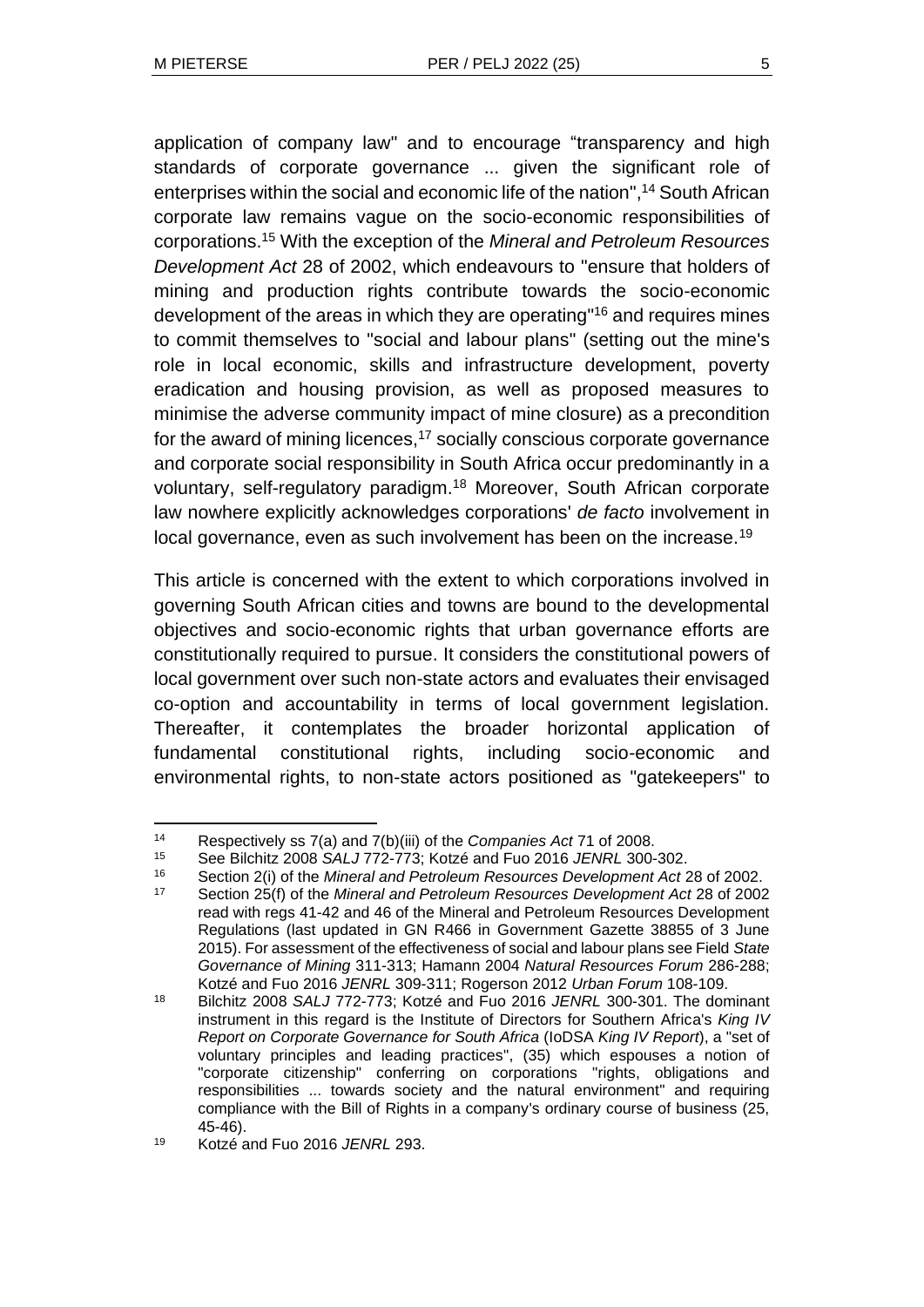application of company law" and to encourage "transparency and high standards of corporate governance ... given the significant role of enterprises within the social and economic life of the nation",[14] South African corporate law remains vague on the socio-economic responsibilities of corporations.[15] With the exception of the *Mineral and Petroleum Resources Development Act* 28 of 2002, which endeavours to "ensure that holders of mining and production rights contribute towards the socio-economic development of the areas in which they are operating"[16] and requires mines to commit themselves to "social and labour plans" (setting out the mine's role in local economic, skills and infrastructure development, poverty eradication and housing provision, as well as proposed measures to minimise the adverse community impact of mine closure) as a precondition for the award of mining licences,[17] socially conscious corporate governance and corporate social responsibility in South Africa occur predominantly in a voluntary, self-regulatory paradigm.[18] Moreover, South African corporate law nowhere explicitly acknowledges corporations' *de facto* involvement in local governance, even as such involvement has been on the increase.[19]

This article is concerned with the extent to which corporations involved in governing South African cities and towns are bound to the developmental objectives and socio-economic rights that urban governance efforts are constitutionally required to pursue. It considers the constitutional powers of local government over such non-state actors and evaluates their envisaged co-option and accountability in terms of local government legislation. Thereafter, it contemplates the broader horizontal application of fundamental constitutional rights, including socio-economic and environmental rights, to non-state actors positioned as "gatekeepers" to

---

[14] Respectively ss 7(a) and 7(b)(iii) of the *Companies Act* 71 of 2008.

[15] See Bilchitz 2008 *SALJ* 772-773; Kotzé and Fuo 2016 *JENRL* 300-302.

[16] Section 2(i) of the *Mineral and Petroleum Resources Development Act* 28 of 2002.

[17] Section 25(f) of the *Mineral and Petroleum Resources Development Act* 28 of 2002 read with regs 41-42 and 46 of the Mineral and Petroleum Resources Development Regulations (last updated in GN R466 in Government Gazette 38855 of 3 June 2015). For assessment of the effectiveness of social and labour plans see Field *State Governance of Mining* 311-313; Hamann 2004 *Natural Resources Forum* 286-288; Kotzé and Fuo 2016 *JENRL* 309-311; Rogerson 2012 *Urban Forum* 108-109.

[18] Bilchitz 2008 *SALJ* 772-773; Kotzé and Fuo 2016 *JENRL* 300-301. The dominant instrument in this regard is the Institute of Directors for Southern Africa's *King IV Report on Corporate Governance for South Africa* (IoDSA *King IV Report*), a "set of voluntary principles and leading practices", (35) which espouses a notion of "corporate citizenship" conferring on corporations "rights, obligations and responsibilities ... towards society and the natural environment" and requiring compliance with the Bill of Rights in a company's ordinary course of business (25, 45-46).

[19] Kotzé and Fuo 2016 *JENRL* 293.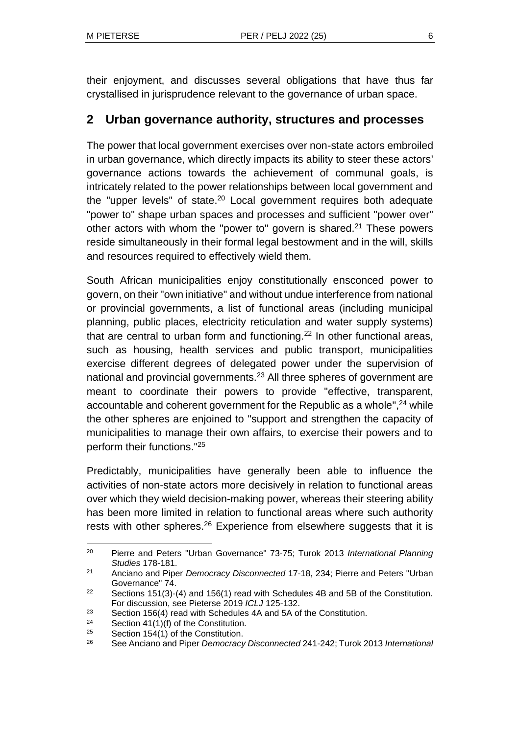their enjoyment, and discusses several obligations that have thus far crystallised in jurisprudence relevant to the governance of urban space.

## 2 Urban governance authority, structures and processes

The power that local government exercises over non-state actors embroiled in urban governance, which directly impacts its ability to steer these actors' governance actions towards the achievement of communal goals, is intricately related to the power relationships between local government and the "upper levels" of state.[20] Local government requires both adequate "power to" shape urban spaces and processes and sufficient "power over" other actors with whom the "power to" govern is shared.[21] These powers reside simultaneously in their formal legal bestowment and in the will, skills and resources required to effectively wield them.

South African municipalities enjoy constitutionally ensconced power to govern, on their "own initiative" and without undue interference from national or provincial governments, a list of functional areas (including municipal planning, public places, electricity reticulation and water supply systems) that are central to urban form and functioning.[22] In other functional areas, such as housing, health services and public transport, municipalities exercise different degrees of delegated power under the supervision of national and provincial governments.[23] All three spheres of government are meant to coordinate their powers to provide "effective, transparent, accountable and coherent government for the Republic as a whole",[24] while the other spheres are enjoined to "support and strengthen the capacity of municipalities to manage their own affairs, to exercise their powers and to perform their functions."[25]

Predictably, municipalities have generally been able to influence the activities of non-state actors more decisively in relation to functional areas over which they wield decision-making power, whereas their steering ability has been more limited in relation to functional areas where such authority rests with other spheres.[26] Experience from elsewhere suggests that it is

---

[20] Pierre and Peters "Urban Governance" 73-75; Turok 2013 *International Planning Studies* 178-181.

[21] Anciano and Piper *Democracy Disconnected* 17-18, 234; Pierre and Peters "Urban Governance" 74.

[22] Sections 151(3)-(4) and 156(1) read with Schedules 4B and 5B of the Constitution. For discussion, see Pieterse 2019 *ICLJ* 125-132.

[23] Section 156(4) read with Schedules 4A and 5A of the Constitution.

[24] Section 41(1)(f) of the Constitution.

[25] Section 154(1) of the Constitution.

[26] See Anciano and Piper *Democracy Disconnected* 241-242; Turok 2013 *International*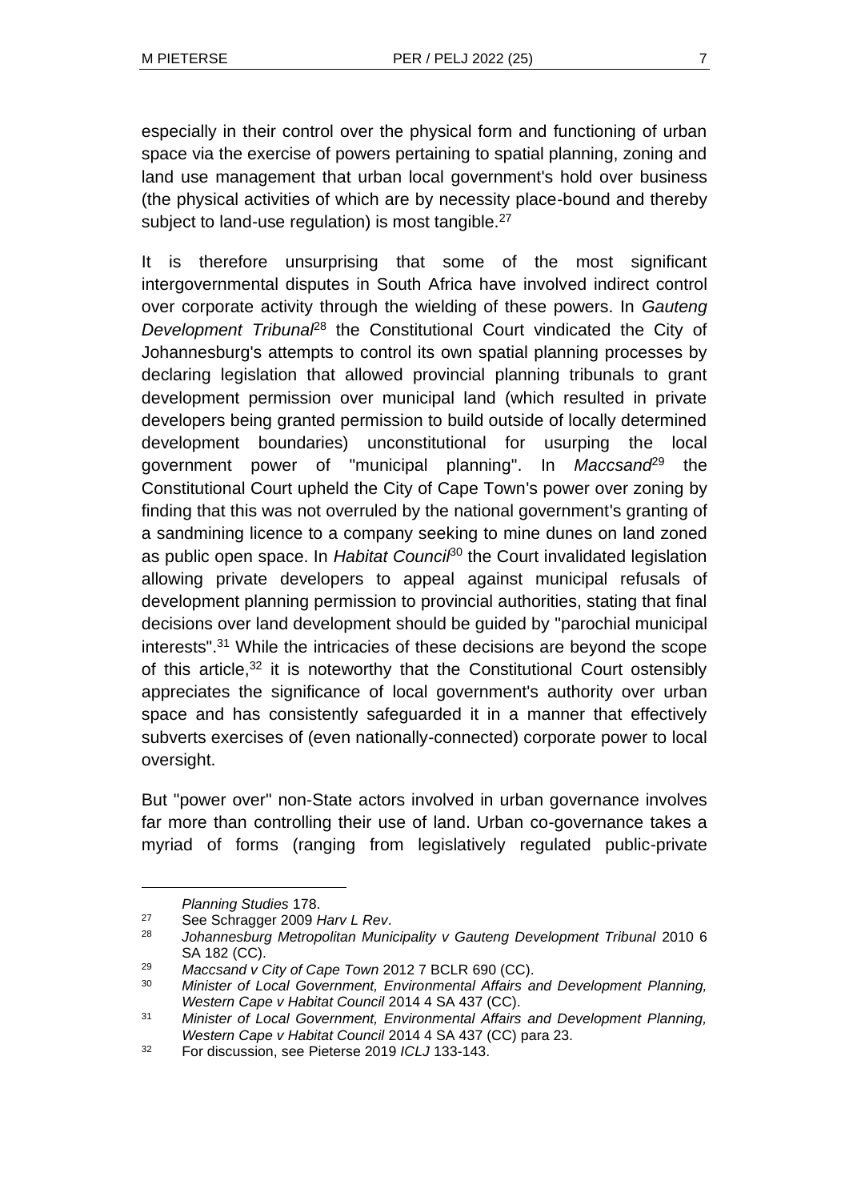especially in their control over the physical form and functioning of urban space via the exercise of powers pertaining to spatial planning, zoning and land use management that urban local government's hold over business (the physical activities of which are by necessity place-bound and thereby subject to land-use regulation) is most tangible.[27]

It is therefore unsurprising that some of the most significant intergovernmental disputes in South Africa have involved indirect control over corporate activity through the wielding of these powers. In *Gauteng Development Tribunal*[28] the Constitutional Court vindicated the City of Johannesburg's attempts to control its own spatial planning processes by declaring legislation that allowed provincial planning tribunals to grant development permission over municipal land (which resulted in private developers being granted permission to build outside of locally determined development boundaries) unconstitutional for usurping the local government power of "municipal planning". In *Maccsand*[29] the Constitutional Court upheld the City of Cape Town's power over zoning by finding that this was not overruled by the national government's granting of a sandmining licence to a company seeking to mine dunes on land zoned as public open space. In *Habitat Council*[30] the Court invalidated legislation allowing private developers to appeal against municipal refusals of development planning permission to provincial authorities, stating that final decisions over land development should be guided by "parochial municipal interests".[31] While the intricacies of these decisions are beyond the scope of this article,[32] it is noteworthy that the Constitutional Court ostensibly appreciates the significance of local government's authority over urban space and has consistently safeguarded it in a manner that effectively subverts exercises of (even nationally-connected) corporate power to local oversight.

But "power over" non-State actors involved in urban governance involves far more than controlling their use of land. Urban co-governance takes a myriad of forms (ranging from legislatively regulated public-private

---

*Planning Studies* 178.

[27] See Schragger 2009 *Harv L Rev*.

[28] *Johannesburg Metropolitan Municipality v Gauteng Development Tribunal* 2010 6 SA 182 (CC).

[29] *Maccsand v City of Cape Town* 2012 7 BCLR 690 (CC).

[30] *Minister of Local Government, Environmental Affairs and Development Planning, Western Cape v Habitat Council* 2014 4 SA 437 (CC).

[31] *Minister of Local Government, Environmental Affairs and Development Planning, Western Cape v Habitat Council* 2014 4 SA 437 (CC) para 23.

[32] For discussion, see Pieterse 2019 *ICLJ* 133-143.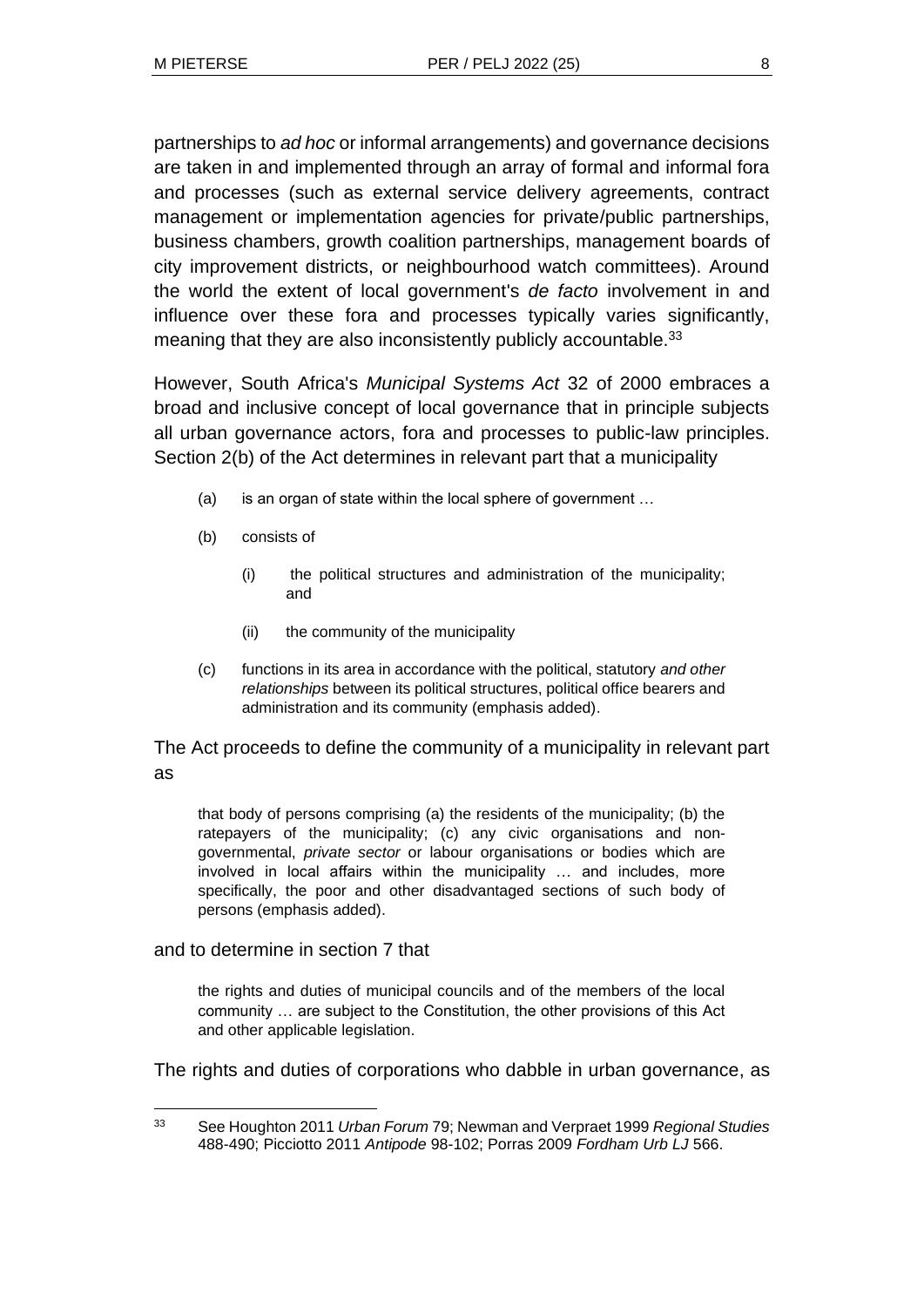partnerships to *ad hoc* or informal arrangements) and governance decisions are taken in and implemented through an array of formal and informal fora and processes (such as external service delivery agreements, contract management or implementation agencies for private/public partnerships, business chambers, growth coalition partnerships, management boards of city improvement districts, or neighbourhood watch committees). Around the world the extent of local government's *de facto* involvement in and influence over these fora and processes typically varies significantly, meaning that they are also inconsistently publicly accountable.[33]

However, South Africa's *Municipal Systems Act* 32 of 2000 embraces a broad and inclusive concept of local governance that in principle subjects all urban governance actors, fora and processes to public-law principles. Section 2(b) of the Act determines in relevant part that a municipality

> (a) is an organ of state within the local sphere of government …
>
> (b) consists of
>
> (i) the political structures and administration of the municipality; and
>
> (ii) the community of the municipality
>
> (c) functions in its area in accordance with the political, statutory *and other relationships* between its political structures, political office bearers and administration and its community (emphasis added).

The Act proceeds to define the community of a municipality in relevant part as

> that body of persons comprising (a) the residents of the municipality; (b) the ratepayers of the municipality; (c) any civic organisations and non-governmental, *private sector* or labour organisations or bodies which are involved in local affairs within the municipality … and includes, more specifically, the poor and other disadvantaged sections of such body of persons (emphasis added).

and to determine in section 7 that

> the rights and duties of municipal councils and of the members of the local community … are subject to the Constitution, the other provisions of this Act and other applicable legislation.

The rights and duties of corporations who dabble in urban governance, as

---

[33] See Houghton 2011 *Urban Forum* 79; Newman and Verpraet 1999 *Regional Studies* 488-490; Picciotto 2011 *Antipode* 98-102; Porras 2009 *Fordham Urb LJ* 566.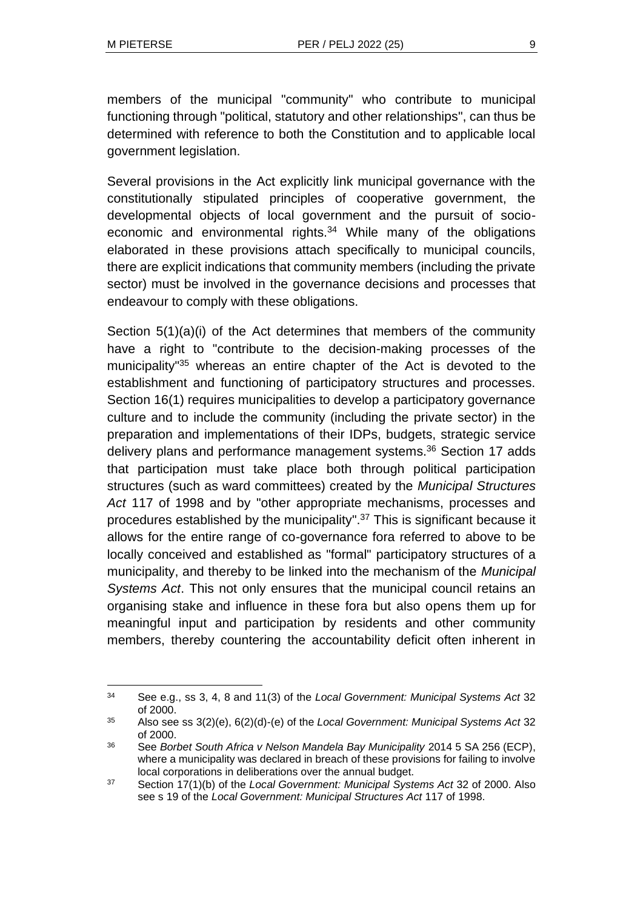members of the municipal "community" who contribute to municipal functioning through "political, statutory and other relationships", can thus be determined with reference to both the Constitution and to applicable local government legislation.

Several provisions in the Act explicitly link municipal governance with the constitutionally stipulated principles of cooperative government, the developmental objects of local government and the pursuit of socio-economic and environmental rights.[34] While many of the obligations elaborated in these provisions attach specifically to municipal councils, there are explicit indications that community members (including the private sector) must be involved in the governance decisions and processes that endeavour to comply with these obligations.

Section 5(1)(a)(i) of the Act determines that members of the community have a right to "contribute to the decision-making processes of the municipality"[35] whereas an entire chapter of the Act is devoted to the establishment and functioning of participatory structures and processes. Section 16(1) requires municipalities to develop a participatory governance culture and to include the community (including the private sector) in the preparation and implementations of their IDPs, budgets, strategic service delivery plans and performance management systems.[36] Section 17 adds that participation must take place both through political participation structures (such as ward committees) created by the *Municipal Structures Act* 117 of 1998 and by "other appropriate mechanisms, processes and procedures established by the municipality".[37] This is significant because it allows for the entire range of co-governance fora referred to above to be locally conceived and established as "formal" participatory structures of a municipality, and thereby to be linked into the mechanism of the *Municipal Systems Act*. This not only ensures that the municipal council retains an organising stake and influence in these fora but also opens them up for meaningful input and participation by residents and other community members, thereby countering the accountability deficit often inherent in

---

[34] See e.g., ss 3, 4, 8 and 11(3) of the *Local Government: Municipal Systems Act* 32 of 2000.

[35] Also see ss 3(2)(e), 6(2)(d)-(e) of the *Local Government: Municipal Systems Act* 32 of 2000.

[36] See *Borbet South Africa v Nelson Mandela Bay Municipality* 2014 5 SA 256 (ECP), where a municipality was declared in breach of these provisions for failing to involve local corporations in deliberations over the annual budget.

[37] Section 17(1)(b) of the *Local Government: Municipal Systems Act* 32 of 2000. Also see s 19 of the *Local Government: Municipal Structures Act* 117 of 1998.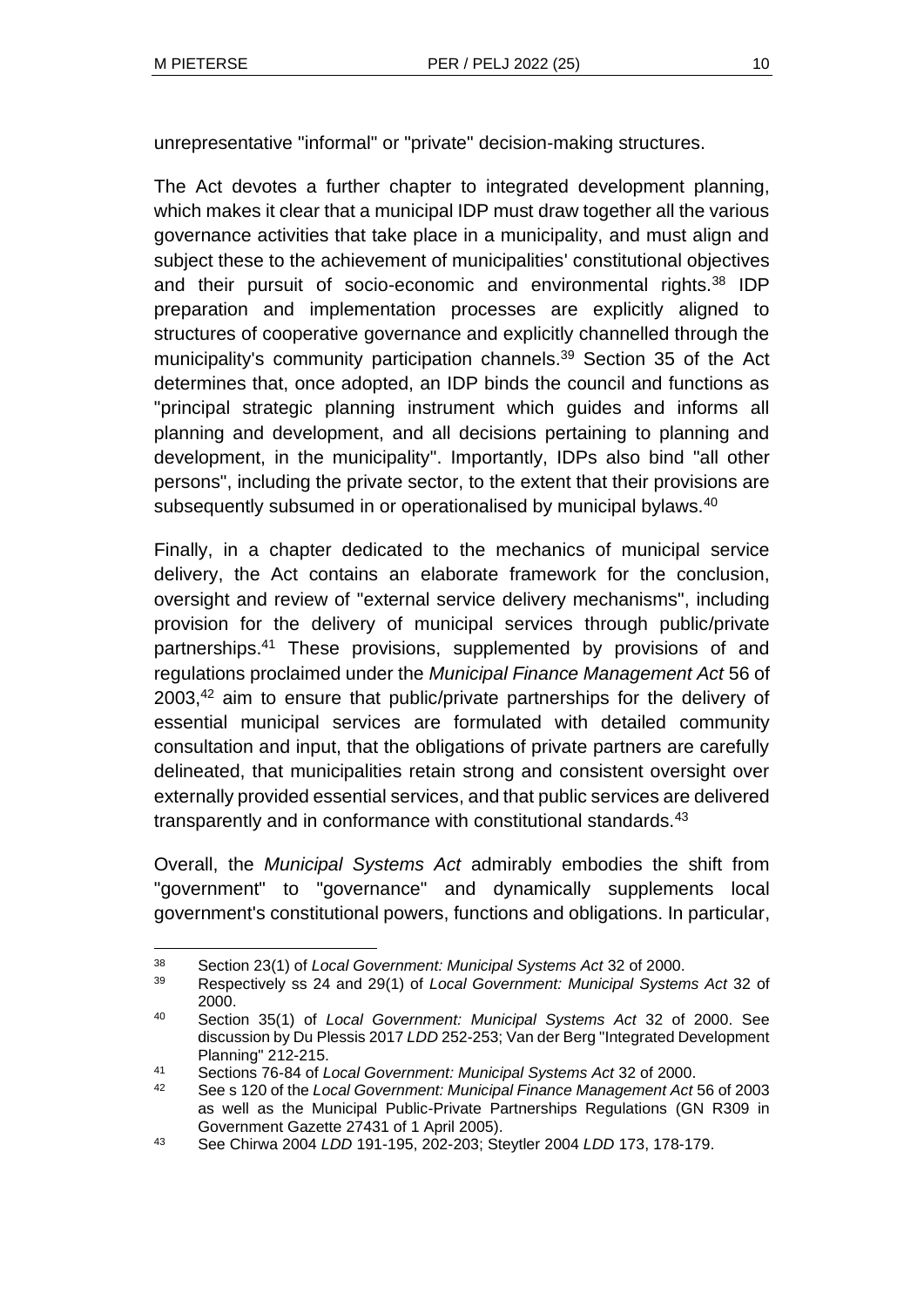unrepresentative "informal" or "private" decision-making structures.

The Act devotes a further chapter to integrated development planning, which makes it clear that a municipal IDP must draw together all the various governance activities that take place in a municipality, and must align and subject these to the achievement of municipalities' constitutional objectives and their pursuit of socio-economic and environmental rights.[38] IDP preparation and implementation processes are explicitly aligned to structures of cooperative governance and explicitly channelled through the municipality's community participation channels.[39] Section 35 of the Act determines that, once adopted, an IDP binds the council and functions as "principal strategic planning instrument which guides and informs all planning and development, and all decisions pertaining to planning and development, in the municipality". Importantly, IDPs also bind "all other persons", including the private sector, to the extent that their provisions are subsequently subsumed in or operationalised by municipal bylaws.[40]

Finally, in a chapter dedicated to the mechanics of municipal service delivery, the Act contains an elaborate framework for the conclusion, oversight and review of "external service delivery mechanisms", including provision for the delivery of municipal services through public/private partnerships.[41] These provisions, supplemented by provisions of and regulations proclaimed under the *Municipal Finance Management Act* 56 of 2003,[42] aim to ensure that public/private partnerships for the delivery of essential municipal services are formulated with detailed community consultation and input, that the obligations of private partners are carefully delineated, that municipalities retain strong and consistent oversight over externally provided essential services, and that public services are delivered transparently and in conformance with constitutional standards.[43]

Overall, the *Municipal Systems Act* admirably embodies the shift from "government" to "governance" and dynamically supplements local government's constitutional powers, functions and obligations. In particular,

---

[38] Section 23(1) of *Local Government: Municipal Systems Act* 32 of 2000.

[39] Respectively ss 24 and 29(1) of *Local Government: Municipal Systems Act* 32 of 2000.

[40] Section 35(1) of *Local Government: Municipal Systems Act* 32 of 2000. See discussion by Du Plessis 2017 *LDD* 252-253; Van der Berg "Integrated Development Planning" 212-215.

[41] Sections 76-84 of *Local Government: Municipal Systems Act* 32 of 2000.

[42] See s 120 of the *Local Government: Municipal Finance Management Act* 56 of 2003 as well as the Municipal Public-Private Partnerships Regulations (GN R309 in Government Gazette 27431 of 1 April 2005).

[43] See Chirwa 2004 *LDD* 191-195, 202-203; Steytler 2004 *LDD* 173, 178-179.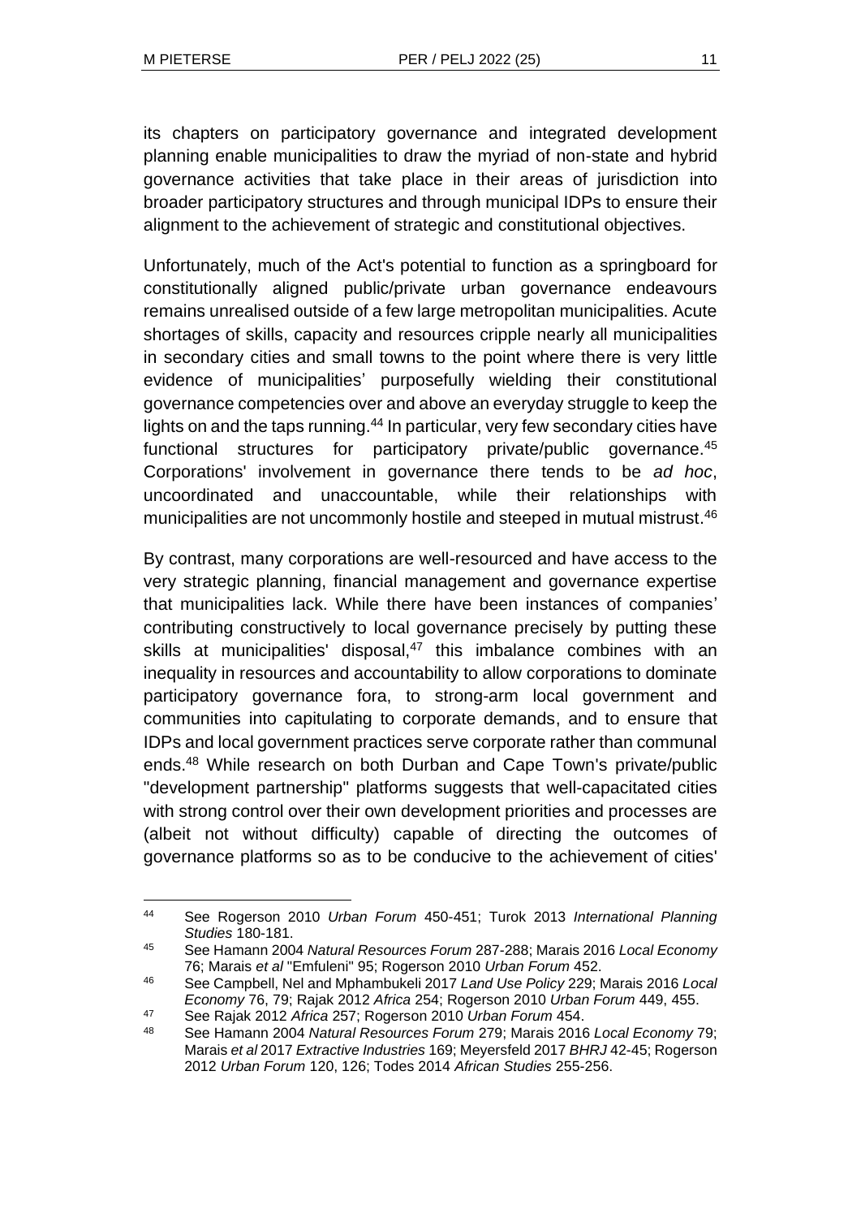its chapters on participatory governance and integrated development planning enable municipalities to draw the myriad of non-state and hybrid governance activities that take place in their areas of jurisdiction into broader participatory structures and through municipal IDPs to ensure their alignment to the achievement of strategic and constitutional objectives.

Unfortunately, much of the Act's potential to function as a springboard for constitutionally aligned public/private urban governance endeavours remains unrealised outside of a few large metropolitan municipalities. Acute shortages of skills, capacity and resources cripple nearly all municipalities in secondary cities and small towns to the point where there is very little evidence of municipalities' purposefully wielding their constitutional governance competencies over and above an everyday struggle to keep the lights on and the taps running.[44] In particular, very few secondary cities have functional structures for participatory private/public governance.[45] Corporations' involvement in governance there tends to be *ad hoc*, uncoordinated and unaccountable, while their relationships with municipalities are not uncommonly hostile and steeped in mutual mistrust.[46]

By contrast, many corporations are well-resourced and have access to the very strategic planning, financial management and governance expertise that municipalities lack. While there have been instances of companies' contributing constructively to local governance precisely by putting these skills at municipalities' disposal,[47] this imbalance combines with an inequality in resources and accountability to allow corporations to dominate participatory governance fora, to strong-arm local government and communities into capitulating to corporate demands, and to ensure that IDPs and local government practices serve corporate rather than communal ends.[48] While research on both Durban and Cape Town's private/public "development partnership" platforms suggests that well-capacitated cities with strong control over their own development priorities and processes are (albeit not without difficulty) capable of directing the outcomes of governance platforms so as to be conducive to the achievement of cities'

---

[44] See Rogerson 2010 *Urban Forum* 450-451; Turok 2013 *International Planning Studies* 180-181.

[45] See Hamann 2004 *Natural Resources Forum* 287-288; Marais 2016 *Local Economy* 76; Marais *et al* "Emfuleni" 95; Rogerson 2010 *Urban Forum* 452.

[46] See Campbell, Nel and Mphambukeli 2017 *Land Use Policy* 229; Marais 2016 *Local Economy* 76, 79; Rajak 2012 *Africa* 254; Rogerson 2010 *Urban Forum* 449, 455.

[47] See Rajak 2012 *Africa* 257; Rogerson 2010 *Urban Forum* 454.

[48] See Hamann 2004 *Natural Resources Forum* 279; Marais 2016 *Local Economy* 79; Marais *et al* 2017 *Extractive Industries* 169; Meyersfeld 2017 *BHRJ* 42-45; Rogerson 2012 *Urban Forum* 120, 126; Todes 2014 *African Studies* 255-256.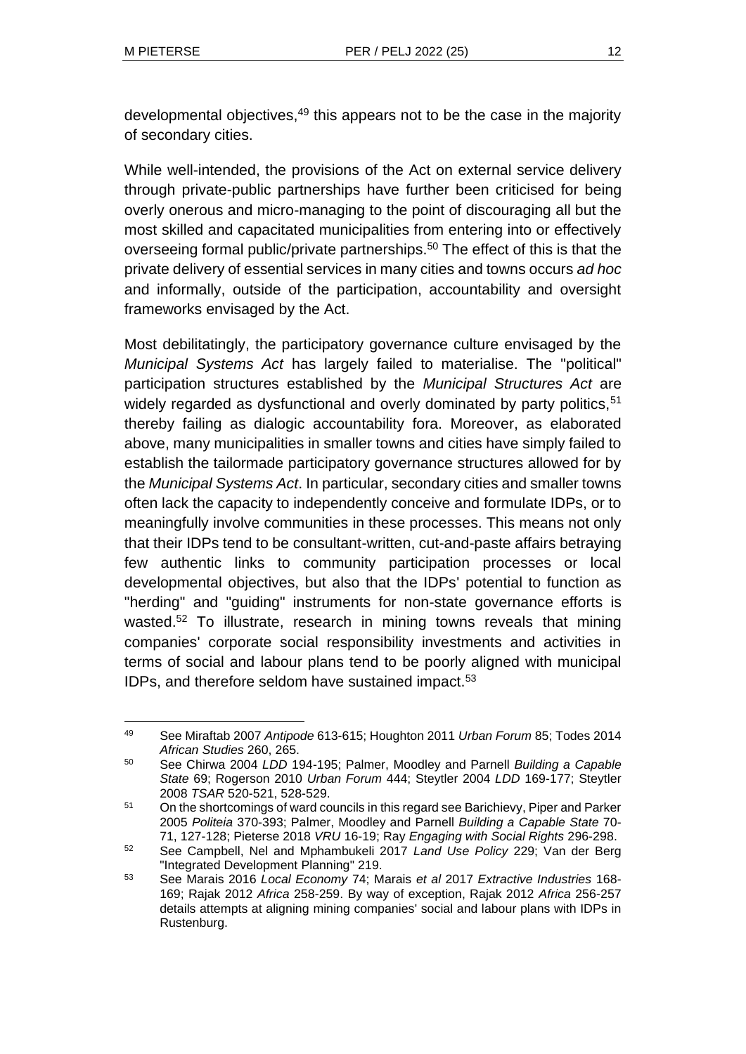developmental objectives,[49] this appears not to be the case in the majority of secondary cities.

While well-intended, the provisions of the Act on external service delivery through private-public partnerships have further been criticised for being overly onerous and micro-managing to the point of discouraging all but the most skilled and capacitated municipalities from entering into or effectively overseeing formal public/private partnerships.[50] The effect of this is that the private delivery of essential services in many cities and towns occurs *ad hoc* and informally, outside of the participation, accountability and oversight frameworks envisaged by the Act.

Most debilitatingly, the participatory governance culture envisaged by the *Municipal Systems Act* has largely failed to materialise. The "political" participation structures established by the *Municipal Structures Act* are widely regarded as dysfunctional and overly dominated by party politics,[51] thereby failing as dialogic accountability fora. Moreover, as elaborated above, many municipalities in smaller towns and cities have simply failed to establish the tailormade participatory governance structures allowed for by the *Municipal Systems Act*. In particular, secondary cities and smaller towns often lack the capacity to independently conceive and formulate IDPs, or to meaningfully involve communities in these processes. This means not only that their IDPs tend to be consultant-written, cut-and-paste affairs betraying few authentic links to community participation processes or local developmental objectives, but also that the IDPs' potential to function as "herding" and "guiding" instruments for non-state governance efforts is wasted.[52] To illustrate, research in mining towns reveals that mining companies' corporate social responsibility investments and activities in terms of social and labour plans tend to be poorly aligned with municipal IDPs, and therefore seldom have sustained impact.[53]

---

[49] See Miraftab 2007 *Antipode* 613-615; Houghton 2011 *Urban Forum* 85; Todes 2014 *African Studies* 260, 265.

[50] See Chirwa 2004 *LDD* 194-195; Palmer, Moodley and Parnell *Building a Capable State* 69; Rogerson 2010 *Urban Forum* 444; Steytler 2004 *LDD* 169-177; Steytler 2008 *TSAR* 520-521, 528-529.

[51] On the shortcomings of ward councils in this regard see Barichievy, Piper and Parker 2005 *Politeia* 370-393; Palmer, Moodley and Parnell *Building a Capable State* 70-71, 127-128; Pieterse 2018 *VRU* 16-19; Ray *Engaging with Social Rights* 296-298.

[52] See Campbell, Nel and Mphambukeli 2017 *Land Use Policy* 229; Van der Berg "Integrated Development Planning" 219.

[53] See Marais 2016 *Local Economy* 74; Marais *et al* 2017 *Extractive Industries* 168-169; Rajak 2012 *Africa* 258-259. By way of exception, Rajak 2012 *Africa* 256-257 details attempts at aligning mining companies' social and labour plans with IDPs in Rustenburg.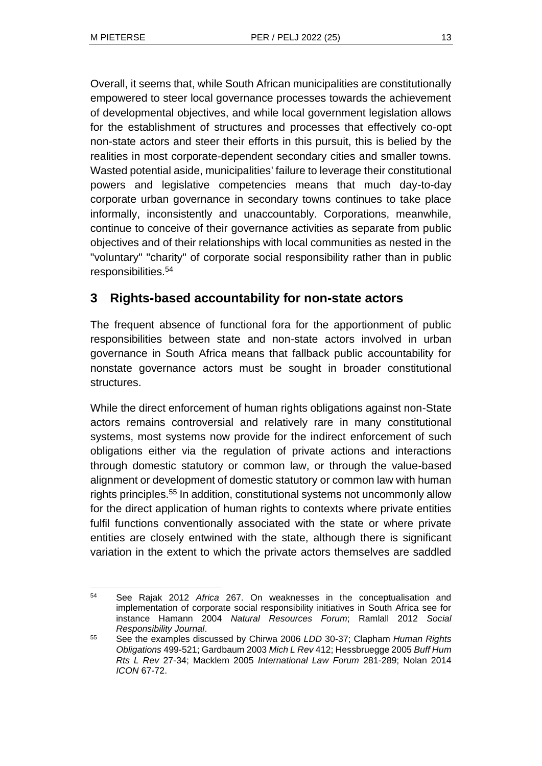Overall, it seems that, while South African municipalities are constitutionally empowered to steer local governance processes towards the achievement of developmental objectives, and while local government legislation allows for the establishment of structures and processes that effectively co-opt non-state actors and steer their efforts in this pursuit, this is belied by the realities in most corporate-dependent secondary cities and smaller towns. Wasted potential aside, municipalities' failure to leverage their constitutional powers and legislative competencies means that much day-to-day corporate urban governance in secondary towns continues to take place informally, inconsistently and unaccountably. Corporations, meanwhile, continue to conceive of their governance activities as separate from public objectives and of their relationships with local communities as nested in the "voluntary" "charity" of corporate social responsibility rather than in public responsibilities.[54]

## 3 Rights-based accountability for non-state actors

The frequent absence of functional fora for the apportionment of public responsibilities between state and non-state actors involved in urban governance in South Africa means that fallback public accountability for nonstate governance actors must be sought in broader constitutional structures.

While the direct enforcement of human rights obligations against non-State actors remains controversial and relatively rare in many constitutional systems, most systems now provide for the indirect enforcement of such obligations either via the regulation of private actions and interactions through domestic statutory or common law, or through the value-based alignment or development of domestic statutory or common law with human rights principles.[55] In addition, constitutional systems not uncommonly allow for the direct application of human rights to contexts where private entities fulfil functions conventionally associated with the state or where private entities are closely entwined with the state, although there is significant variation in the extent to which the private actors themselves are saddled

---

[54] See Rajak 2012 *Africa* 267. On weaknesses in the conceptualisation and implementation of corporate social responsibility initiatives in South Africa see for instance Hamann 2004 *Natural Resources Forum*; Ramlall 2012 *Social Responsibility Journal*.

[55] See the examples discussed by Chirwa 2006 *LDD* 30-37; Clapham *Human Rights Obligations* 499-521; Gardbaum 2003 *Mich L Rev* 412; Hessbruegge 2005 *Buff Hum Rts L Rev* 27-34; Macklem 2005 *International Law Forum* 281-289; Nolan 2014 *ICON* 67-72.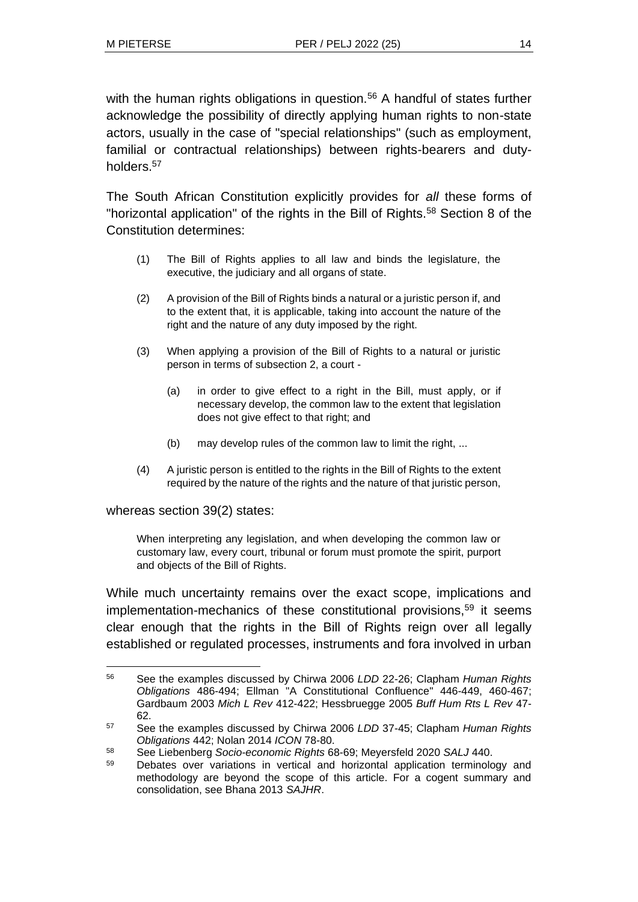with the human rights obligations in question.[56] A handful of states further acknowledge the possibility of directly applying human rights to non-state actors, usually in the case of "special relationships" (such as employment, familial or contractual relationships) between rights-bearers and duty-holders.[57]

The South African Constitution explicitly provides for *all* these forms of "horizontal application" of the rights in the Bill of Rights.[58] Section 8 of the Constitution determines:

> (1) The Bill of Rights applies to all law and binds the legislature, the executive, the judiciary and all organs of state.
>
> (2) A provision of the Bill of Rights binds a natural or a juristic person if, and to the extent that, it is applicable, taking into account the nature of the right and the nature of any duty imposed by the right.
>
> (3) When applying a provision of the Bill of Rights to a natural or juristic person in terms of subsection 2, a court -
>
> (a) in order to give effect to a right in the Bill, must apply, or if necessary develop, the common law to the extent that legislation does not give effect to that right; and
>
> (b) may develop rules of the common law to limit the right, ...
>
> (4) A juristic person is entitled to the rights in the Bill of Rights to the extent required by the nature of the rights and the nature of that juristic person,

whereas section 39(2) states:

> When interpreting any legislation, and when developing the common law or customary law, every court, tribunal or forum must promote the spirit, purport and objects of the Bill of Rights.

While much uncertainty remains over the exact scope, implications and implementation-mechanics of these constitutional provisions,[59] it seems clear enough that the rights in the Bill of Rights reign over all legally established or regulated processes, instruments and fora involved in urban

---

[56] See the examples discussed by Chirwa 2006 *LDD* 22-26; Clapham *Human Rights Obligations* 486-494; Ellman "A Constitutional Confluence" 446-449, 460-467; Gardbaum 2003 *Mich L Rev* 412-422; Hessbruegge 2005 *Buff Hum Rts L Rev* 47-62.

[57] See the examples discussed by Chirwa 2006 *LDD* 37-45; Clapham *Human Rights Obligations* 442; Nolan 2014 *ICON* 78-80.

[58] See Liebenberg *Socio-economic Rights* 68-69; Meyersfeld 2020 *SALJ* 440.

[59] Debates over variations in vertical and horizontal application terminology and methodology are beyond the scope of this article. For a cogent summary and consolidation, see Bhana 2013 *SAJHR*.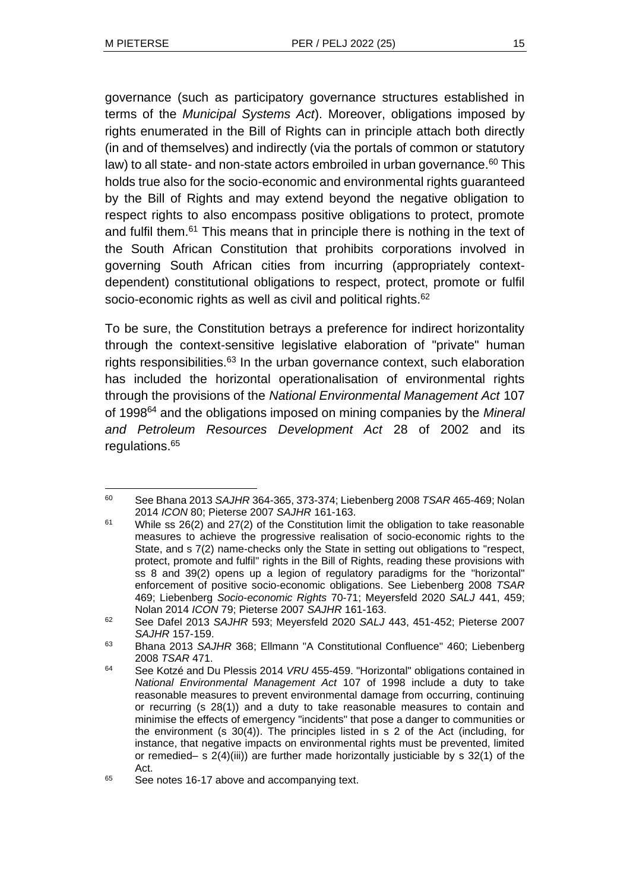governance (such as participatory governance structures established in terms of the *Municipal Systems Act*). Moreover, obligations imposed by rights enumerated in the Bill of Rights can in principle attach both directly (in and of themselves) and indirectly (via the portals of common or statutory law) to all state- and non-state actors embroiled in urban governance.[60] This holds true also for the socio-economic and environmental rights guaranteed by the Bill of Rights and may extend beyond the negative obligation to respect rights to also encompass positive obligations to protect, promote and fulfil them.[61] This means that in principle there is nothing in the text of the South African Constitution that prohibits corporations involved in governing South African cities from incurring (appropriately context-dependent) constitutional obligations to respect, protect, promote or fulfil socio-economic rights as well as civil and political rights.[62]

To be sure, the Constitution betrays a preference for indirect horizontality through the context-sensitive legislative elaboration of "private" human rights responsibilities.[63] In the urban governance context, such elaboration has included the horizontal operationalisation of environmental rights through the provisions of the *National Environmental Management Act* 107 of 1998[64] and the obligations imposed on mining companies by the *Mineral and Petroleum Resources Development Act* 28 of 2002 and its regulations.[65]

---

[60] See Bhana 2013 *SAJHR* 364-365, 373-374; Liebenberg 2008 *TSAR* 465-469; Nolan 2014 *ICON* 80; Pieterse 2007 *SAJHR* 161-163.

[61] While ss 26(2) and 27(2) of the Constitution limit the obligation to take reasonable measures to achieve the progressive realisation of socio-economic rights to the State, and s 7(2) name-checks only the State in setting out obligations to "respect, protect, promote and fulfil" rights in the Bill of Rights, reading these provisions with ss 8 and 39(2) opens up a legion of regulatory paradigms for the "horizontal" enforcement of positive socio-economic obligations. See Liebenberg 2008 *TSAR* 469; Liebenberg *Socio-economic Rights* 70-71; Meyersfeld 2020 *SALJ* 441, 459; Nolan 2014 *ICON* 79; Pieterse 2007 *SAJHR* 161-163.

[62] See Dafel 2013 *SAJHR* 593; Meyersfeld 2020 *SALJ* 443, 451-452; Pieterse 2007 *SAJHR* 157-159.

[63] Bhana 2013 *SAJHR* 368; Ellmann "A Constitutional Confluence" 460; Liebenberg 2008 *TSAR* 471.

[64] See Kotzé and Du Plessis 2014 *VRU* 455-459. "Horizontal" obligations contained in *National Environmental Management Act* 107 of 1998 include a duty to take reasonable measures to prevent environmental damage from occurring, continuing or recurring (s 28(1)) and a duty to take reasonable measures to contain and minimise the effects of emergency "incidents" that pose a danger to communities or the environment (s 30(4)). The principles listed in s 2 of the Act (including, for instance, that negative impacts on environmental rights must be prevented, limited or remedied– s 2(4)(iii)) are further made horizontally justiciable by s 32(1) of the Act.

[65] See notes 16-17 above and accompanying text.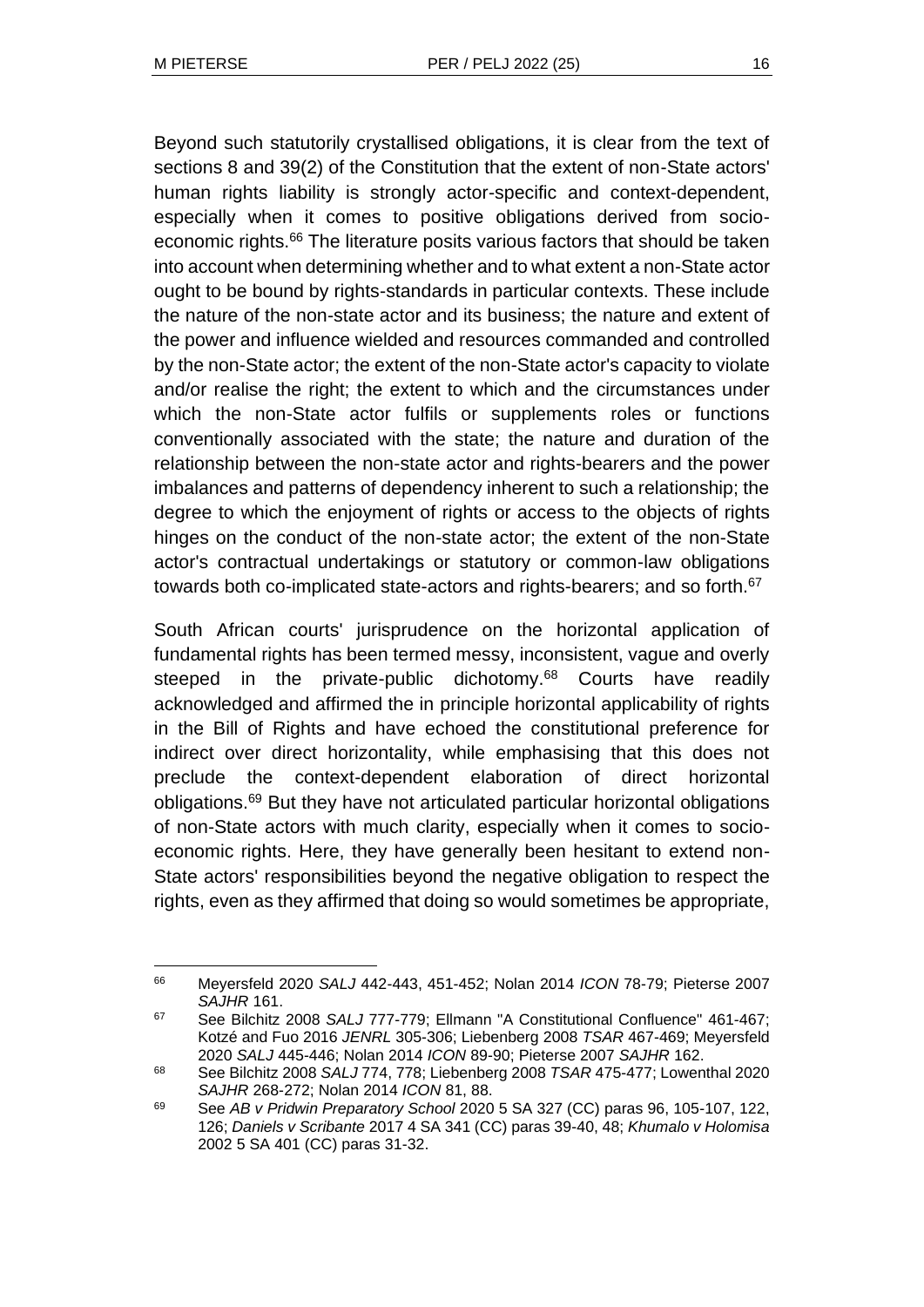Beyond such statutorily crystallised obligations, it is clear from the text of sections 8 and 39(2) of the Constitution that the extent of non-State actors' human rights liability is strongly actor-specific and context-dependent, especially when it comes to positive obligations derived from socio-economic rights.[66] The literature posits various factors that should be taken into account when determining whether and to what extent a non-State actor ought to be bound by rights-standards in particular contexts. These include the nature of the non-state actor and its business; the nature and extent of the power and influence wielded and resources commanded and controlled by the non-State actor; the extent of the non-State actor's capacity to violate and/or realise the right; the extent to which and the circumstances under which the non-State actor fulfils or supplements roles or functions conventionally associated with the state; the nature and duration of the relationship between the non-state actor and rights-bearers and the power imbalances and patterns of dependency inherent to such a relationship; the degree to which the enjoyment of rights or access to the objects of rights hinges on the conduct of the non-state actor; the extent of the non-State actor's contractual undertakings or statutory or common-law obligations towards both co-implicated state-actors and rights-bearers; and so forth.[67]

South African courts' jurisprudence on the horizontal application of fundamental rights has been termed messy, inconsistent, vague and overly steeped in the private-public dichotomy.[68] Courts have readily acknowledged and affirmed the in principle horizontal applicability of rights in the Bill of Rights and have echoed the constitutional preference for indirect over direct horizontality, while emphasising that this does not preclude the context-dependent elaboration of direct horizontal obligations.[69] But they have not articulated particular horizontal obligations of non-State actors with much clarity, especially when it comes to socio-economic rights. Here, they have generally been hesitant to extend non-State actors' responsibilities beyond the negative obligation to respect the rights, even as they affirmed that doing so would sometimes be appropriate,

---

66 Meyersfeld 2020 *SALJ* 442-443, 451-452; Nolan 2014 *ICON* 78-79; Pieterse 2007 *SAJHR* 161.

67 See Bilchitz 2008 *SALJ* 777-779; Ellmann "A Constitutional Confluence" 461-467; Kotzé and Fuo 2016 *JENRL* 305-306; Liebenberg 2008 *TSAR* 467-469; Meyersfeld 2020 *SALJ* 445-446; Nolan 2014 *ICON* 89-90; Pieterse 2007 *SAJHR* 162.

68 See Bilchitz 2008 *SALJ* 774, 778; Liebenberg 2008 *TSAR* 475-477; Lowenthal 2020 *SAJHR* 268-272; Nolan 2014 *ICON* 81, 88.

69 See *AB v Pridwin Preparatory School* 2020 5 SA 327 (CC) paras 96, 105-107, 122, 126; *Daniels v Scribante* 2017 4 SA 341 (CC) paras 39-40, 48; *Khumalo v Holomisa* 2002 5 SA 401 (CC) paras 31-32.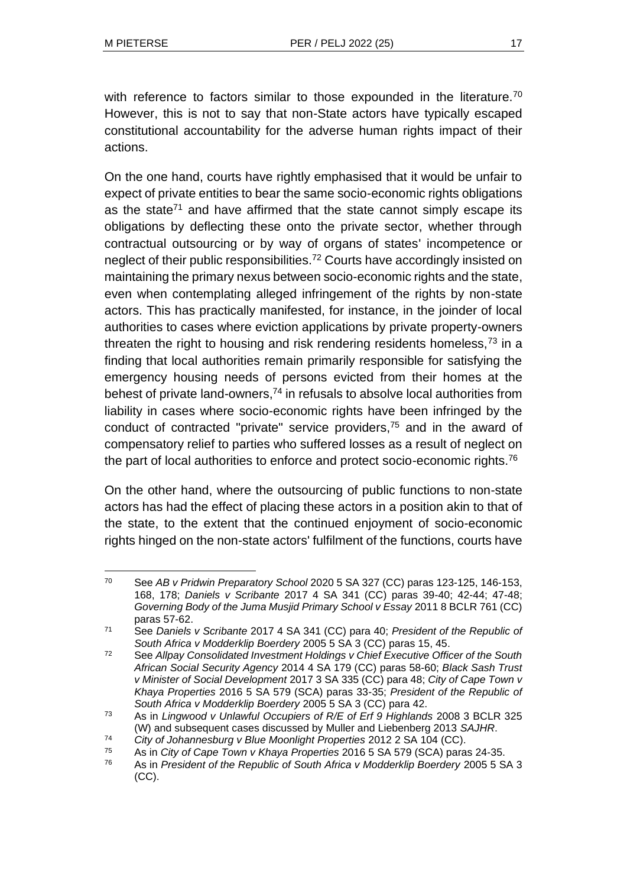with reference to factors similar to those expounded in the literature.[70] However, this is not to say that non-State actors have typically escaped constitutional accountability for the adverse human rights impact of their actions.

On the one hand, courts have rightly emphasised that it would be unfair to expect of private entities to bear the same socio-economic rights obligations as the state[71] and have affirmed that the state cannot simply escape its obligations by deflecting these onto the private sector, whether through contractual outsourcing or by way of organs of states' incompetence or neglect of their public responsibilities.[72] Courts have accordingly insisted on maintaining the primary nexus between socio-economic rights and the state, even when contemplating alleged infringement of the rights by non-state actors. This has practically manifested, for instance, in the joinder of local authorities to cases where eviction applications by private property-owners threaten the right to housing and risk rendering residents homeless,[73] in a finding that local authorities remain primarily responsible for satisfying the emergency housing needs of persons evicted from their homes at the behest of private land-owners,[74] in refusals to absolve local authorities from liability in cases where socio-economic rights have been infringed by the conduct of contracted "private" service providers,[75] and in the award of compensatory relief to parties who suffered losses as a result of neglect on the part of local authorities to enforce and protect socio-economic rights.[76]

On the other hand, where the outsourcing of public functions to non-state actors has had the effect of placing these actors in a position akin to that of the state, to the extent that the continued enjoyment of socio-economic rights hinged on the non-state actors' fulfilment of the functions, courts have

---

[70] See *AB v Pridwin Preparatory School* 2020 5 SA 327 (CC) paras 123-125, 146-153, 168, 178; *Daniels v Scribante* 2017 4 SA 341 (CC) paras 39-40; 42-44; 47-48; *Governing Body of the Juma Musjid Primary School v Essay* 2011 8 BCLR 761 (CC) paras 57-62.

[71] See *Daniels v Scribante* 2017 4 SA 341 (CC) para 40; *President of the Republic of South Africa v Modderklip Boerdery* 2005 5 SA 3 (CC) paras 15, 45.

[72] See *Allpay Consolidated Investment Holdings v Chief Executive Officer of the South African Social Security Agency* 2014 4 SA 179 (CC) paras 58-60; *Black Sash Trust v Minister of Social Development* 2017 3 SA 335 (CC) para 48; *City of Cape Town v Khaya Properties* 2016 5 SA 579 (SCA) paras 33-35; *President of the Republic of South Africa v Modderklip Boerdery* 2005 5 SA 3 (CC) para 42.

[73] As in *Lingwood v Unlawful Occupiers of R/E of Erf 9 Highlands* 2008 3 BCLR 325 (W) and subsequent cases discussed by Muller and Liebenberg 2013 *SAJHR*.

[74] *City of Johannesburg v Blue Moonlight Properties* 2012 2 SA 104 (CC).

[75] As in *City of Cape Town v Khaya Properties* 2016 5 SA 579 (SCA) paras 24-35.

[76] As in *President of the Republic of South Africa v Modderklip Boerdery* 2005 5 SA 3 (CC).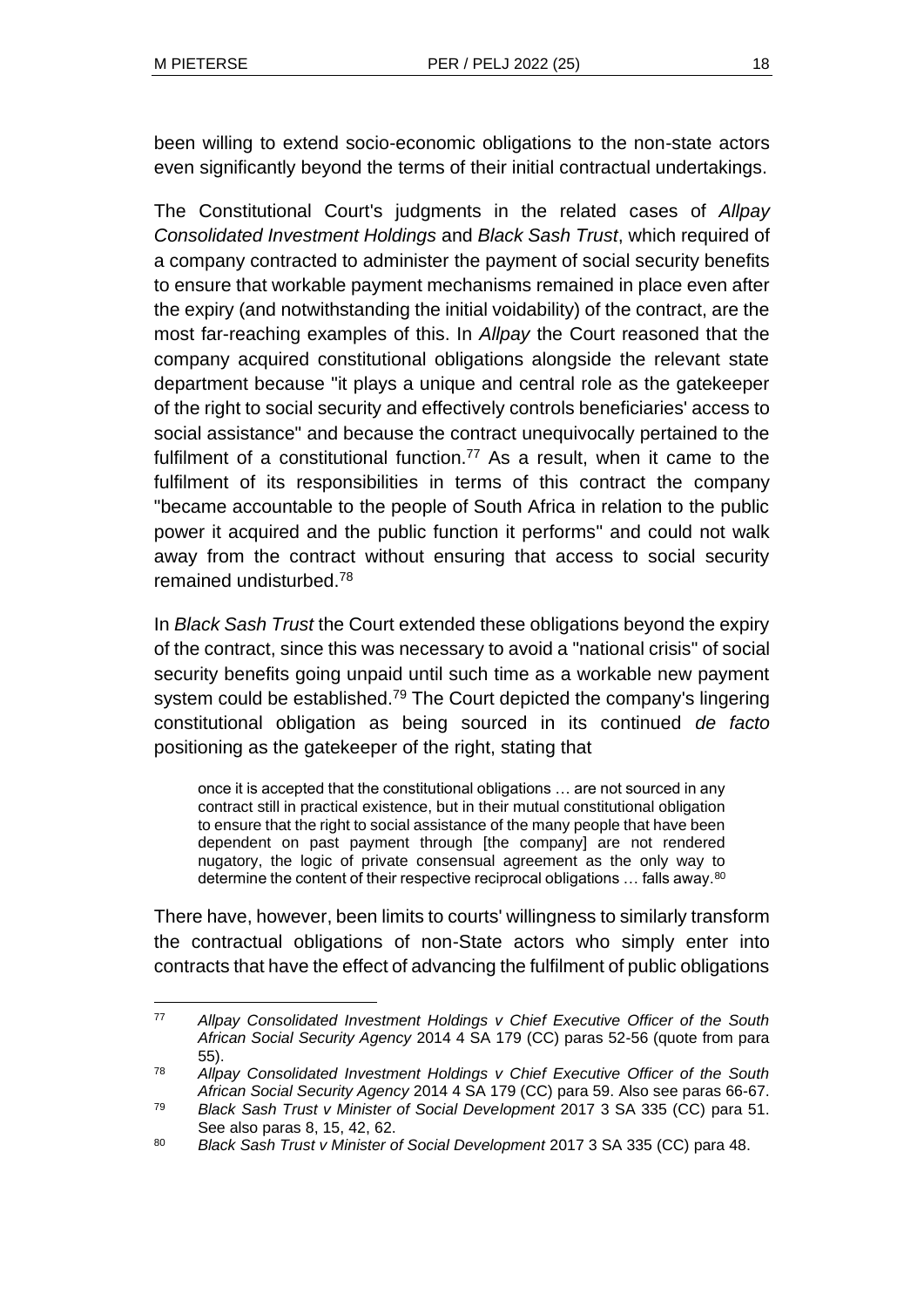been willing to extend socio-economic obligations to the non-state actors even significantly beyond the terms of their initial contractual undertakings.

The Constitutional Court's judgments in the related cases of *Allpay Consolidated Investment Holdings* and *Black Sash Trust*, which required of a company contracted to administer the payment of social security benefits to ensure that workable payment mechanisms remained in place even after the expiry (and notwithstanding the initial voidability) of the contract, are the most far-reaching examples of this. In *Allpay* the Court reasoned that the company acquired constitutional obligations alongside the relevant state department because "it plays a unique and central role as the gatekeeper of the right to social security and effectively controls beneficiaries' access to social assistance" and because the contract unequivocally pertained to the fulfilment of a constitutional function.[77] As a result, when it came to the fulfilment of its responsibilities in terms of this contract the company "became accountable to the people of South Africa in relation to the public power it acquired and the public function it performs" and could not walk away from the contract without ensuring that access to social security remained undisturbed.[78]

In *Black Sash Trust* the Court extended these obligations beyond the expiry of the contract, since this was necessary to avoid a "national crisis" of social security benefits going unpaid until such time as a workable new payment system could be established.[79] The Court depicted the company's lingering constitutional obligation as being sourced in its continued *de facto* positioning as the gatekeeper of the right, stating that

> once it is accepted that the constitutional obligations … are not sourced in any contract still in practical existence, but in their mutual constitutional obligation to ensure that the right to social assistance of the many people that have been dependent on past payment through [the company] are not rendered nugatory, the logic of private consensual agreement as the only way to determine the content of their respective reciprocal obligations … falls away.[80]

There have, however, been limits to courts' willingness to similarly transform the contractual obligations of non-State actors who simply enter into contracts that have the effect of advancing the fulfilment of public obligations

---

[77] *Allpay Consolidated Investment Holdings v Chief Executive Officer of the South African Social Security Agency* 2014 4 SA 179 (CC) paras 52-56 (quote from para 55).

[78] *Allpay Consolidated Investment Holdings v Chief Executive Officer of the South African Social Security Agency* 2014 4 SA 179 (CC) para 59. Also see paras 66-67.

[79] *Black Sash Trust v Minister of Social Development* 2017 3 SA 335 (CC) para 51. See also paras 8, 15, 42, 62.

[80] *Black Sash Trust v Minister of Social Development* 2017 3 SA 335 (CC) para 48.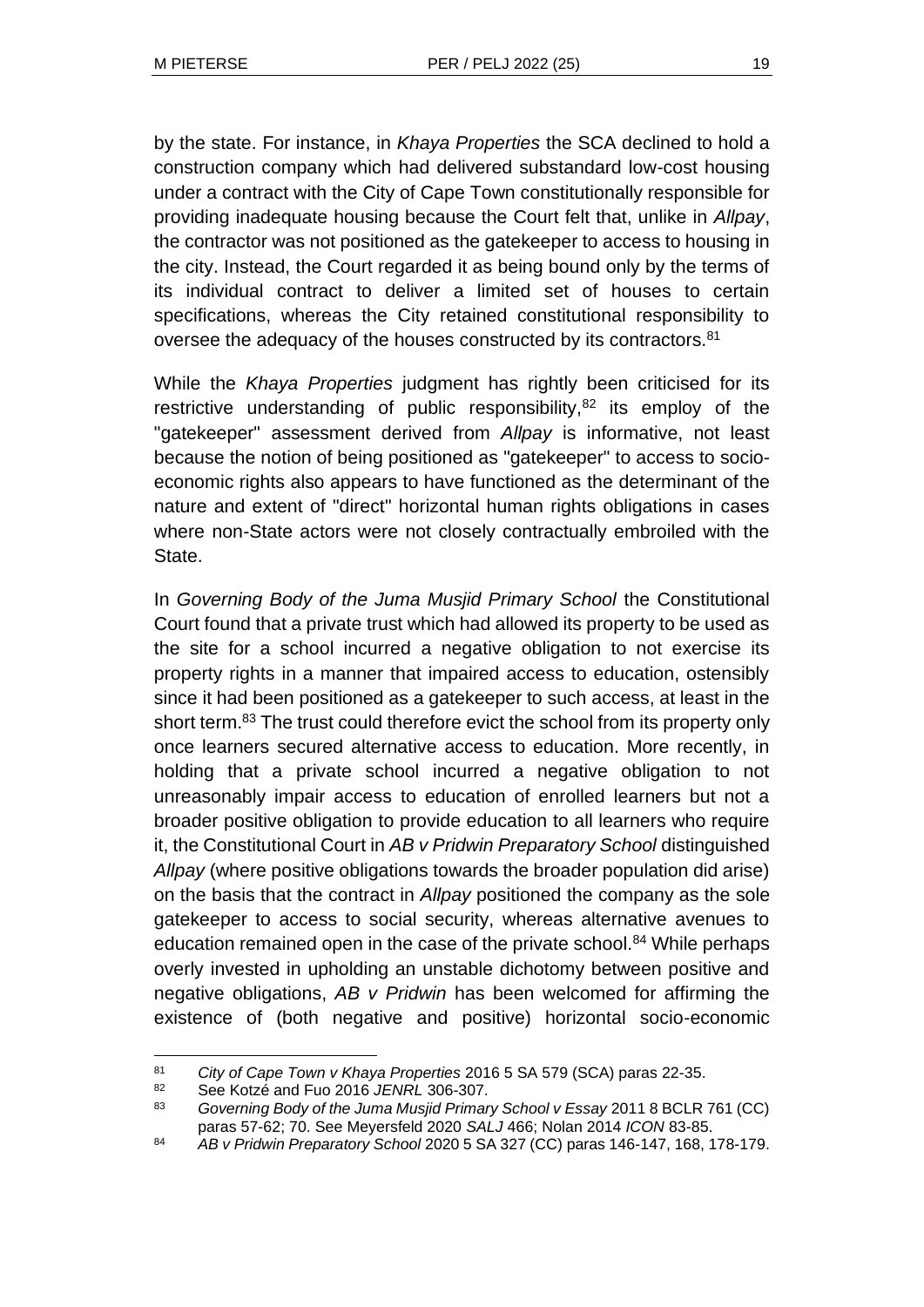by the state. For instance, in *Khaya Properties* the SCA declined to hold a construction company which had delivered substandard low-cost housing under a contract with the City of Cape Town constitutionally responsible for providing inadequate housing because the Court felt that, unlike in *Allpay*, the contractor was not positioned as the gatekeeper to access to housing in the city. Instead, the Court regarded it as being bound only by the terms of its individual contract to deliver a limited set of houses to certain specifications, whereas the City retained constitutional responsibility to oversee the adequacy of the houses constructed by its contractors.[81]

While the *Khaya Properties* judgment has rightly been criticised for its restrictive understanding of public responsibility,[82] its employ of the "gatekeeper" assessment derived from *Allpay* is informative, not least because the notion of being positioned as "gatekeeper" to access to socio-economic rights also appears to have functioned as the determinant of the nature and extent of "direct" horizontal human rights obligations in cases where non-State actors were not closely contractually embroiled with the State.

In *Governing Body of the Juma Musjid Primary School* the Constitutional Court found that a private trust which had allowed its property to be used as the site for a school incurred a negative obligation to not exercise its property rights in a manner that impaired access to education, ostensibly since it had been positioned as a gatekeeper to such access, at least in the short term.[83] The trust could therefore evict the school from its property only once learners secured alternative access to education. More recently, in holding that a private school incurred a negative obligation to not unreasonably impair access to education of enrolled learners but not a broader positive obligation to provide education to all learners who require it, the Constitutional Court in *AB v Pridwin Preparatory School* distinguished *Allpay* (where positive obligations towards the broader population did arise) on the basis that the contract in *Allpay* positioned the company as the sole gatekeeper to access to social security, whereas alternative avenues to education remained open in the case of the private school.[84] While perhaps overly invested in upholding an unstable dichotomy between positive and negative obligations, *AB v Pridwin* has been welcomed for affirming the existence of (both negative and positive) horizontal socio-economic

---

[81] *City of Cape Town v Khaya Properties* 2016 5 SA 579 (SCA) paras 22-35.

[82] See Kotzé and Fuo 2016 *JENRL* 306-307.

[83] *Governing Body of the Juma Musjid Primary School v Essay* 2011 8 BCLR 761 (CC) paras 57-62; 70. See Meyersfeld 2020 *SALJ* 466; Nolan 2014 *ICON* 83-85.

[84] *AB v Pridwin Preparatory School* 2020 5 SA 327 (CC) paras 146-147, 168, 178-179.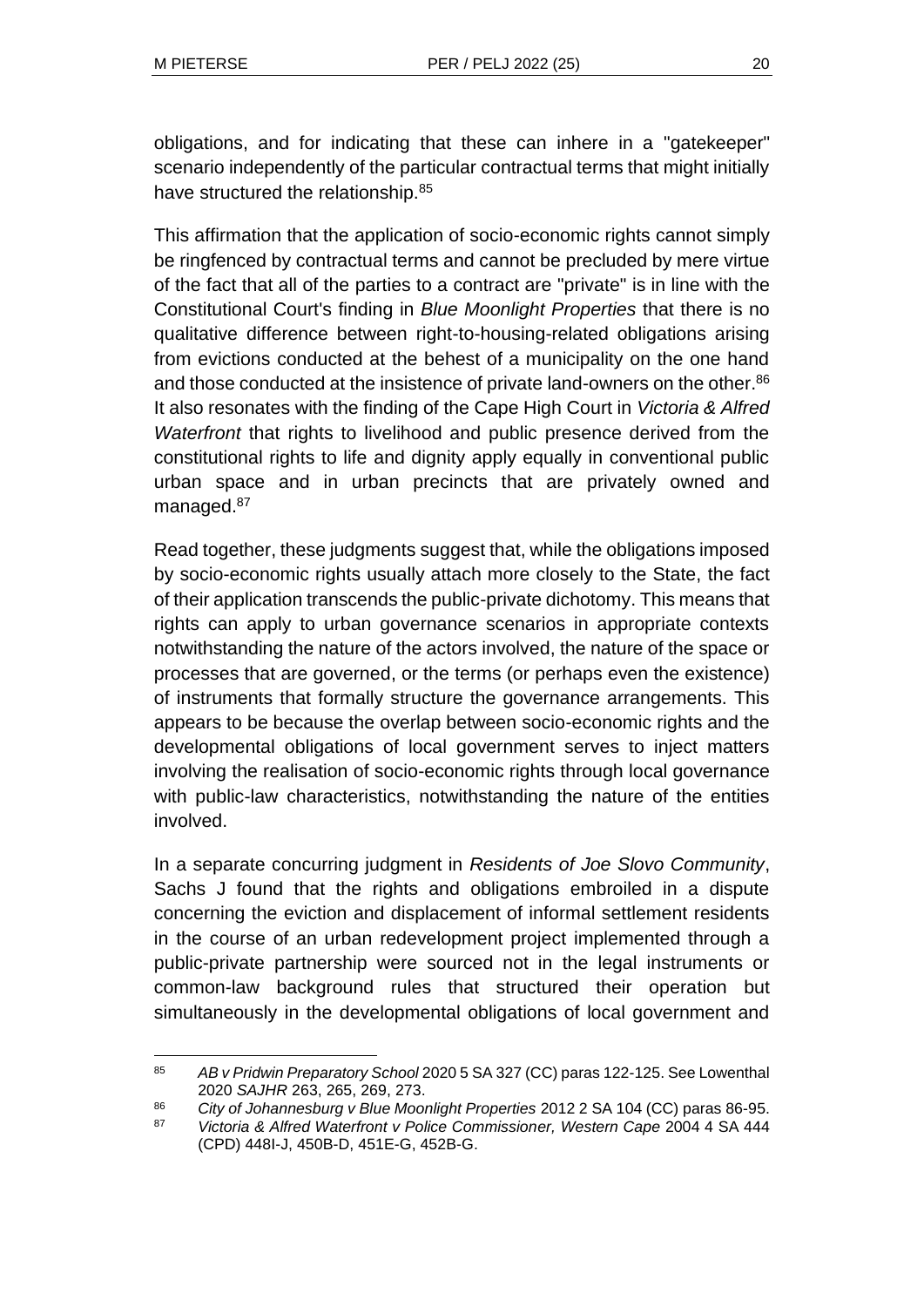obligations, and for indicating that these can inhere in a "gatekeeper" scenario independently of the particular contractual terms that might initially have structured the relationship.[85]

This affirmation that the application of socio-economic rights cannot simply be ringfenced by contractual terms and cannot be precluded by mere virtue of the fact that all of the parties to a contract are "private" is in line with the Constitutional Court's finding in *Blue Moonlight Properties* that there is no qualitative difference between right-to-housing-related obligations arising from evictions conducted at the behest of a municipality on the one hand and those conducted at the insistence of private land-owners on the other.[86] It also resonates with the finding of the Cape High Court in *Victoria & Alfred Waterfront* that rights to livelihood and public presence derived from the constitutional rights to life and dignity apply equally in conventional public urban space and in urban precincts that are privately owned and managed.[87]

Read together, these judgments suggest that, while the obligations imposed by socio-economic rights usually attach more closely to the State, the fact of their application transcends the public-private dichotomy. This means that rights can apply to urban governance scenarios in appropriate contexts notwithstanding the nature of the actors involved, the nature of the space or processes that are governed, or the terms (or perhaps even the existence) of instruments that formally structure the governance arrangements. This appears to be because the overlap between socio-economic rights and the developmental obligations of local government serves to inject matters involving the realisation of socio-economic rights through local governance with public-law characteristics, notwithstanding the nature of the entities involved.

In a separate concurring judgment in *Residents of Joe Slovo Community*, Sachs J found that the rights and obligations embroiled in a dispute concerning the eviction and displacement of informal settlement residents in the course of an urban redevelopment project implemented through a public-private partnership were sourced not in the legal instruments or common-law background rules that structured their operation but simultaneously in the developmental obligations of local government and

---

85 *AB v Pridwin Preparatory School* 2020 5 SA 327 (CC) paras 122-125. See Lowenthal 2020 *SAJHR* 263, 265, 269, 273.

86 *City of Johannesburg v Blue Moonlight Properties* 2012 2 SA 104 (CC) paras 86-95.

87 *Victoria & Alfred Waterfront v Police Commissioner, Western Cape* 2004 4 SA 444 (CPD) 448I-J, 450B-D, 451E-G, 452B-G.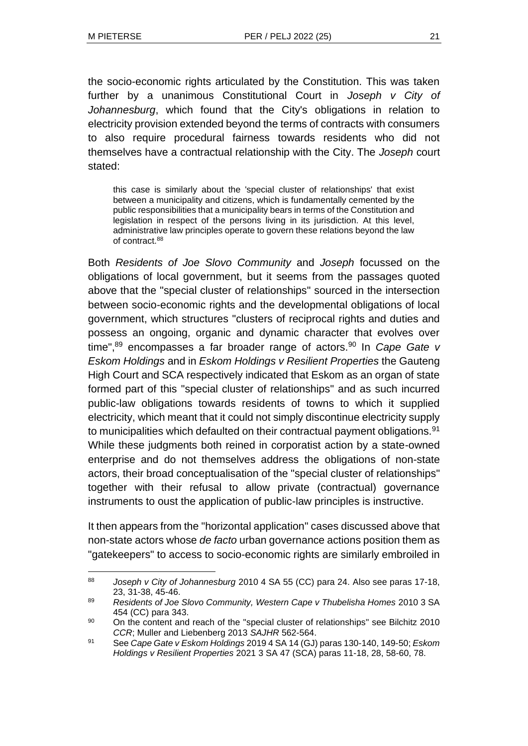the socio-economic rights articulated by the Constitution. This was taken further by a unanimous Constitutional Court in *Joseph v City of Johannesburg*, which found that the City's obligations in relation to electricity provision extended beyond the terms of contracts with consumers to also require procedural fairness towards residents who did not themselves have a contractual relationship with the City. The *Joseph* court stated:

> this case is similarly about the 'special cluster of relationships' that exist between a municipality and citizens, which is fundamentally cemented by the public responsibilities that a municipality bears in terms of the Constitution and legislation in respect of the persons living in its jurisdiction. At this level, administrative law principles operate to govern these relations beyond the law of contract.[88]

Both *Residents of Joe Slovo Community* and *Joseph* focussed on the obligations of local government, but it seems from the passages quoted above that the "special cluster of relationships" sourced in the intersection between socio-economic rights and the developmental obligations of local government, which structures "clusters of reciprocal rights and duties and possess an ongoing, organic and dynamic character that evolves over time",[89] encompasses a far broader range of actors.[90] In *Cape Gate v Eskom Holdings* and in *Eskom Holdings v Resilient Properties* the Gauteng High Court and SCA respectively indicated that Eskom as an organ of state formed part of this "special cluster of relationships" and as such incurred public-law obligations towards residents of towns to which it supplied electricity, which meant that it could not simply discontinue electricity supply to municipalities which defaulted on their contractual payment obligations.[91] While these judgments both reined in corporatist action by a state-owned enterprise and do not themselves address the obligations of non-state actors, their broad conceptualisation of the "special cluster of relationships" together with their refusal to allow private (contractual) governance instruments to oust the application of public-law principles is instructive.

It then appears from the "horizontal application" cases discussed above that non-state actors whose *de facto* urban governance actions position them as "gatekeepers" to access to socio-economic rights are similarly embroiled in

---

88 *Joseph v City of Johannesburg* 2010 4 SA 55 (CC) para 24. Also see paras 17-18, 23, 31-38, 45-46.

89 *Residents of Joe Slovo Community, Western Cape v Thubelisha Homes* 2010 3 SA 454 (CC) para 343.

90 On the content and reach of the "special cluster of relationships" see Bilchitz 2010 *CCR*; Muller and Liebenberg 2013 *SAJHR* 562-564.

91 See *Cape Gate v Eskom Holdings* 2019 4 SA 14 (GJ) paras 130-140, 149-50; *Eskom Holdings v Resilient Properties* 2021 3 SA 47 (SCA) paras 11-18, 28, 58-60, 78.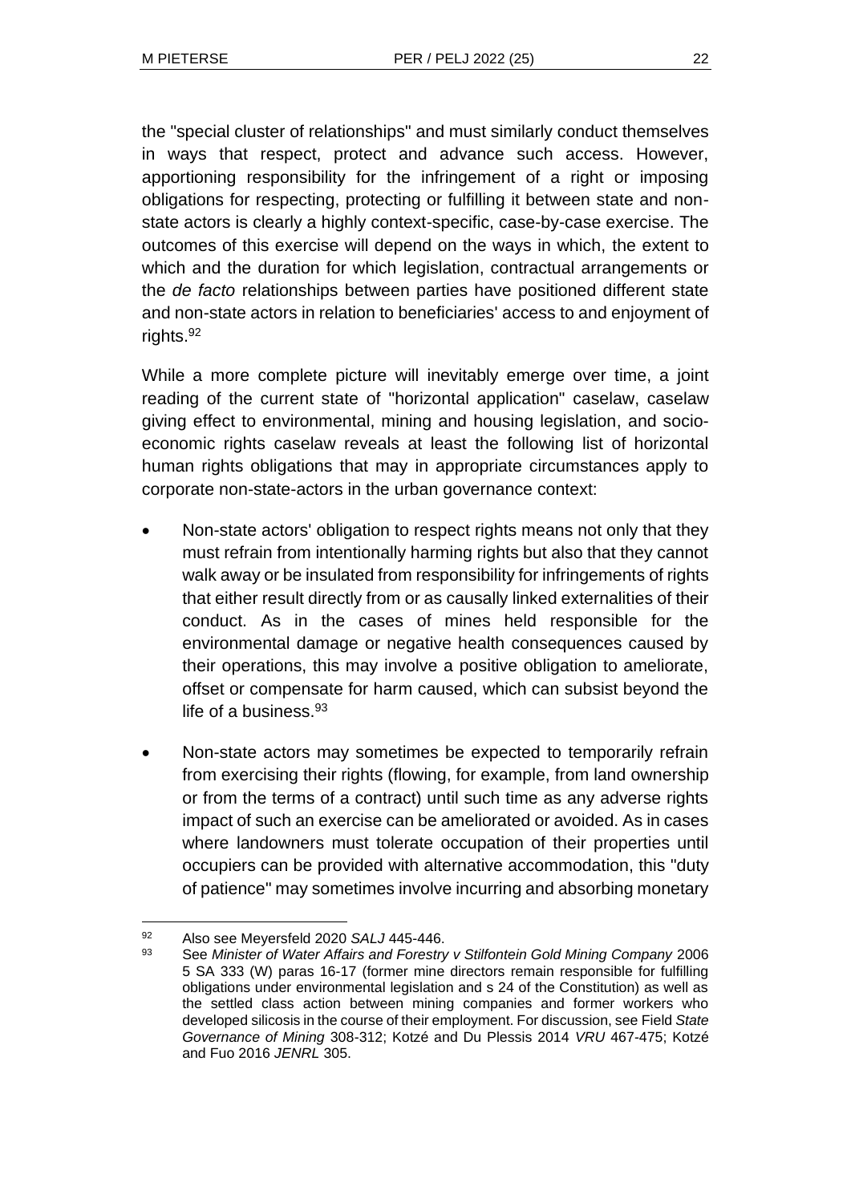the "special cluster of relationships" and must similarly conduct themselves in ways that respect, protect and advance such access. However, apportioning responsibility for the infringement of a right or imposing obligations for respecting, protecting or fulfilling it between state and non-state actors is clearly a highly context-specific, case-by-case exercise. The outcomes of this exercise will depend on the ways in which, the extent to which and the duration for which legislation, contractual arrangements or the *de facto* relationships between parties have positioned different state and non-state actors in relation to beneficiaries' access to and enjoyment of rights.[92]

While a more complete picture will inevitably emerge over time, a joint reading of the current state of "horizontal application" caselaw, caselaw giving effect to environmental, mining and housing legislation, and socio-economic rights caselaw reveals at least the following list of horizontal human rights obligations that may in appropriate circumstances apply to corporate non-state-actors in the urban governance context:

- Non-state actors' obligation to respect rights means not only that they must refrain from intentionally harming rights but also that they cannot walk away or be insulated from responsibility for infringements of rights that either result directly from or as causally linked externalities of their conduct. As in the cases of mines held responsible for the environmental damage or negative health consequences caused by their operations, this may involve a positive obligation to ameliorate, offset or compensate for harm caused, which can subsist beyond the life of a business.[93]
- Non-state actors may sometimes be expected to temporarily refrain from exercising their rights (flowing, for example, from land ownership or from the terms of a contract) until such time as any adverse rights impact of such an exercise can be ameliorated or avoided. As in cases where landowners must tolerate occupation of their properties until occupiers can be provided with alternative accommodation, this "duty of patience" may sometimes involve incurring and absorbing monetary

---

92 Also see Meyersfeld 2020 *SALJ* 445-446.

93 See *Minister of Water Affairs and Forestry v Stilfontein Gold Mining Company* 2006 5 SA 333 (W) paras 16-17 (former mine directors remain responsible for fulfilling obligations under environmental legislation and s 24 of the Constitution) as well as the settled class action between mining companies and former workers who developed silicosis in the course of their employment. For discussion, see Field *State Governance of Mining* 308-312; Kotzé and Du Plessis 2014 *VRU* 467-475; Kotzé and Fuo 2016 *JENRL* 305.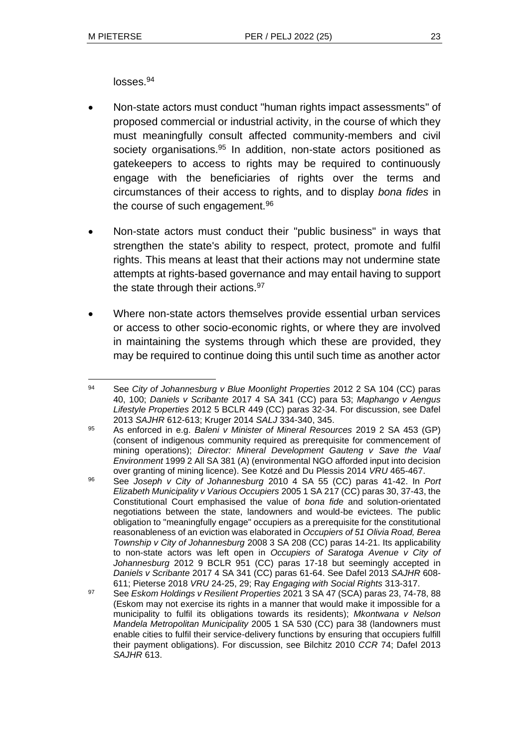losses.[94]

- Non-state actors must conduct "human rights impact assessments" of proposed commercial or industrial activity, in the course of which they must meaningfully consult affected community-members and civil society organisations.[95] In addition, non-state actors positioned as gatekeepers to access to rights may be required to continuously engage with the beneficiaries of rights over the terms and circumstances of their access to rights, and to display *bona fides* in the course of such engagement.[96]

- Non-state actors must conduct their "public business" in ways that strengthen the state's ability to respect, protect, promote and fulfil rights. This means at least that their actions may not undermine state attempts at rights-based governance and may entail having to support the state through their actions.[97]

- Where non-state actors themselves provide essential urban services or access to other socio-economic rights, or where they are involved in maintaining the systems through which these are provided, they may be required to continue doing this until such time as another actor

---

[94] See *City of Johannesburg v Blue Moonlight Properties* 2012 2 SA 104 (CC) paras 40, 100; *Daniels v Scribante* 2017 4 SA 341 (CC) para 53; *Maphango v Aengus Lifestyle Properties* 2012 5 BCLR 449 (CC) paras 32-34. For discussion, see Dafel 2013 *SAJHR* 612-613; Kruger 2014 *SALJ* 334-340, 345.

[95] As enforced in e.g. *Baleni v Minister of Mineral Resources* 2019 2 SA 453 (GP) (consent of indigenous community required as prerequisite for commencement of mining operations); *Director: Mineral Development Gauteng v Save the Vaal Environment* 1999 2 All SA 381 (A) (environmental NGO afforded input into decision over granting of mining licence). See Kotzé and Du Plessis 2014 *VRU* 465-467.

[96] See *Joseph v City of Johannesburg* 2010 4 SA 55 (CC) paras 41-42. In *Port Elizabeth Municipality v Various Occupiers* 2005 1 SA 217 (CC) paras 30, 37-43, the Constitutional Court emphasised the value of *bona fide* and solution-orientated negotiations between the state, landowners and would-be evictees. The public obligation to "meaningfully engage" occupiers as a prerequisite for the constitutional reasonableness of an eviction was elaborated in *Occupiers of 51 Olivia Road, Berea Township v City of Johannesburg* 2008 3 SA 208 (CC) paras 14-21. Its applicability to non-state actors was left open in *Occupiers of Saratoga Avenue v City of Johannesburg* 2012 9 BCLR 951 (CC) paras 17-18 but seemingly accepted in *Daniels v Scribante* 2017 4 SA 341 (CC) paras 61-64. See Dafel 2013 *SAJHR* 608-611; Pieterse 2018 *VRU* 24-25, 29; Ray *Engaging with Social Rights* 313-317.

[97] See *Eskom Holdings v Resilient Properties* 2021 3 SA 47 (SCA) paras 23, 74-78, 88 (Eskom may not exercise its rights in a manner that would make it impossible for a municipality to fulfil its obligations towards its residents); *Mkontwana v Nelson Mandela Metropolitan Municipality* 2005 1 SA 530 (CC) para 38 (landowners must enable cities to fulfil their service-delivery functions by ensuring that occupiers fulfill their payment obligations). For discussion, see Bilchitz 2010 *CCR* 74; Dafel 2013 *SAJHR* 613.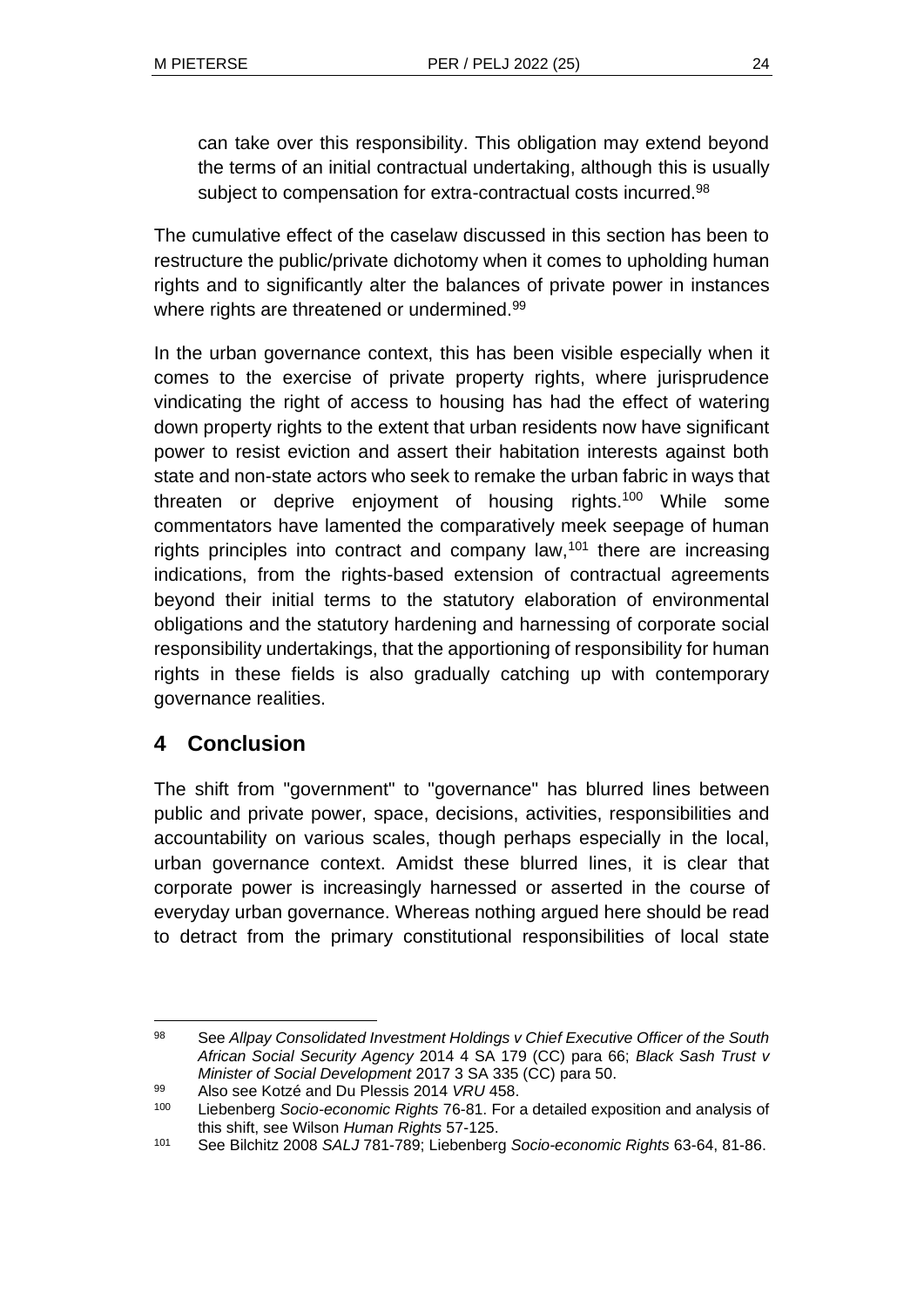can take over this responsibility. This obligation may extend beyond the terms of an initial contractual undertaking, although this is usually subject to compensation for extra-contractual costs incurred.[98]

The cumulative effect of the caselaw discussed in this section has been to restructure the public/private dichotomy when it comes to upholding human rights and to significantly alter the balances of private power in instances where rights are threatened or undermined.[99]

In the urban governance context, this has been visible especially when it comes to the exercise of private property rights, where jurisprudence vindicating the right of access to housing has had the effect of watering down property rights to the extent that urban residents now have significant power to resist eviction and assert their habitation interests against both state and non-state actors who seek to remake the urban fabric in ways that threaten or deprive enjoyment of housing rights.[100] While some commentators have lamented the comparatively meek seepage of human rights principles into contract and company law,[101] there are increasing indications, from the rights-based extension of contractual agreements beyond their initial terms to the statutory elaboration of environmental obligations and the statutory hardening and harnessing of corporate social responsibility undertakings, that the apportioning of responsibility for human rights in these fields is also gradually catching up with contemporary governance realities.

## 4 Conclusion

The shift from "government" to "governance" has blurred lines between public and private power, space, decisions, activities, responsibilities and accountability on various scales, though perhaps especially in the local, urban governance context. Amidst these blurred lines, it is clear that corporate power is increasingly harnessed or asserted in the course of everyday urban governance. Whereas nothing argued here should be read to detract from the primary constitutional responsibilities of local state

---

[98] See *Allpay Consolidated Investment Holdings v Chief Executive Officer of the South African Social Security Agency* 2014 4 SA 179 (CC) para 66; *Black Sash Trust v Minister of Social Development* 2017 3 SA 335 (CC) para 50.

[99] Also see Kotzé and Du Plessis 2014 *VRU* 458.

[100] Liebenberg *Socio-economic Rights* 76-81. For a detailed exposition and analysis of this shift, see Wilson *Human Rights* 57-125.

[101] See Bilchitz 2008 *SALJ* 781-789; Liebenberg *Socio-economic Rights* 63-64, 81-86.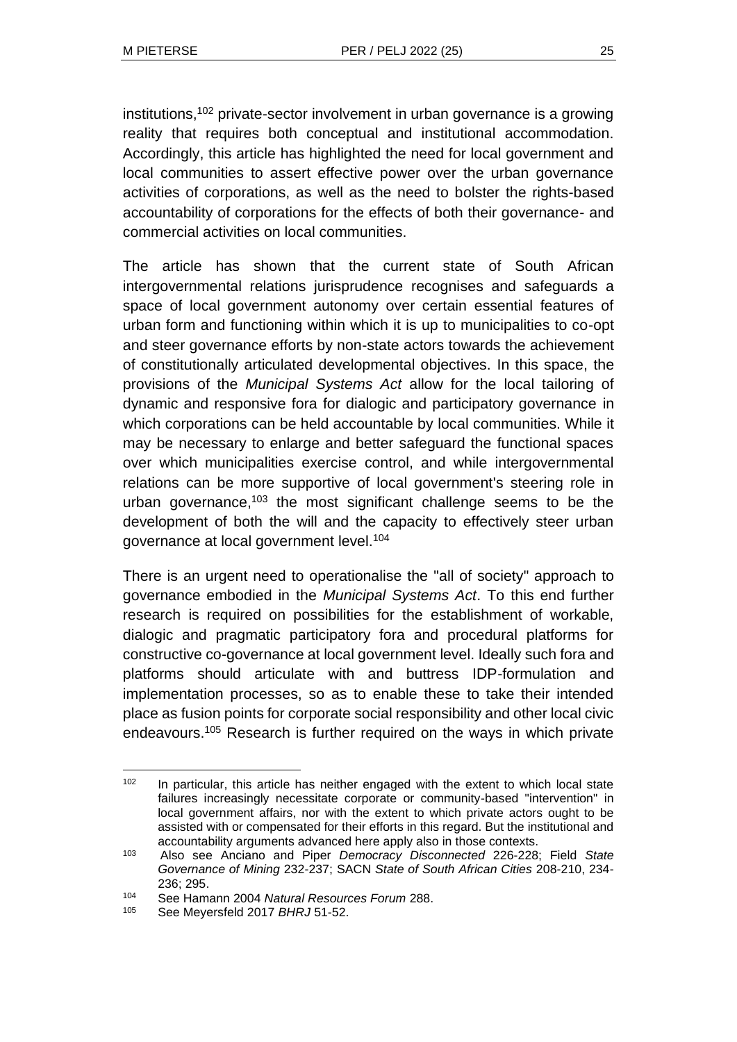institutions,[102] private-sector involvement in urban governance is a growing reality that requires both conceptual and institutional accommodation. Accordingly, this article has highlighted the need for local government and local communities to assert effective power over the urban governance activities of corporations, as well as the need to bolster the rights-based accountability of corporations for the effects of both their governance- and commercial activities on local communities.

The article has shown that the current state of South African intergovernmental relations jurisprudence recognises and safeguards a space of local government autonomy over certain essential features of urban form and functioning within which it is up to municipalities to co-opt and steer governance efforts by non-state actors towards the achievement of constitutionally articulated developmental objectives. In this space, the provisions of the *Municipal Systems Act* allow for the local tailoring of dynamic and responsive fora for dialogic and participatory governance in which corporations can be held accountable by local communities. While it may be necessary to enlarge and better safeguard the functional spaces over which municipalities exercise control, and while intergovernmental relations can be more supportive of local government's steering role in urban governance,[103] the most significant challenge seems to be the development of both the will and the capacity to effectively steer urban governance at local government level.[104]

There is an urgent need to operationalise the "all of society" approach to governance embodied in the *Municipal Systems Act*. To this end further research is required on possibilities for the establishment of workable, dialogic and pragmatic participatory fora and procedural platforms for constructive co-governance at local government level. Ideally such fora and platforms should articulate with and buttress IDP-formulation and implementation processes, so as to enable these to take their intended place as fusion points for corporate social responsibility and other local civic endeavours.[105] Research is further required on the ways in which private

---

[102] In particular, this article has neither engaged with the extent to which local state failures increasingly necessitate corporate or community-based "intervention" in local government affairs, nor with the extent to which private actors ought to be assisted with or compensated for their efforts in this regard. But the institutional and accountability arguments advanced here apply also in those contexts.

[103] Also see Anciano and Piper *Democracy Disconnected* 226-228; Field *State Governance of Mining* 232-237; SACN *State of South African Cities* 208-210, 234-236; 295.

[104] See Hamann 2004 *Natural Resources Forum* 288.

[105] See Meyersfeld 2017 *BHRJ* 51-52.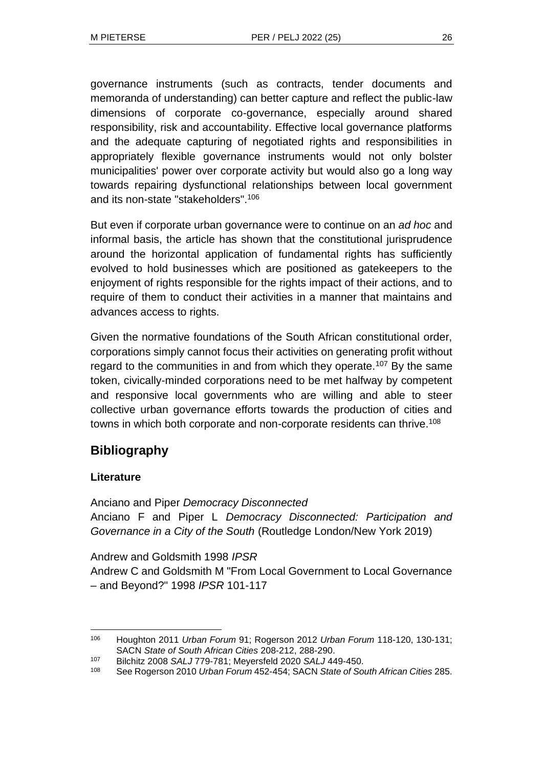governance instruments (such as contracts, tender documents and memoranda of understanding) can better capture and reflect the public-law dimensions of corporate co-governance, especially around shared responsibility, risk and accountability. Effective local governance platforms and the adequate capturing of negotiated rights and responsibilities in appropriately flexible governance instruments would not only bolster municipalities' power over corporate activity but would also go a long way towards repairing dysfunctional relationships between local government and its non-state "stakeholders".[106]

But even if corporate urban governance were to continue on an *ad hoc* and informal basis, the article has shown that the constitutional jurisprudence around the horizontal application of fundamental rights has sufficiently evolved to hold businesses which are positioned as gatekeepers to the enjoyment of rights responsible for the rights impact of their actions, and to require of them to conduct their activities in a manner that maintains and advances access to rights.

Given the normative foundations of the South African constitutional order, corporations simply cannot focus their activities on generating profit without regard to the communities in and from which they operate.[107] By the same token, civically-minded corporations need to be met halfway by competent and responsive local governments who are willing and able to steer collective urban governance efforts towards the production of cities and towns in which both corporate and non-corporate residents can thrive.[108]

## Bibliography

### Literature

Anciano and Piper *Democracy Disconnected*
Anciano F and Piper L *Democracy Disconnected: Participation and Governance in a City of the South* (Routledge London/New York 2019)

Andrew and Goldsmith 1998 *IPSR*
Andrew C and Goldsmith M "From Local Government to Local Governance – and Beyond?" 1998 *IPSR* 101-117

---

[106] Houghton 2011 *Urban Forum* 91; Rogerson 2012 *Urban Forum* 118-120, 130-131; SACN *State of South African Cities* 208-212, 288-290.

[107] Bilchitz 2008 *SALJ* 779-781; Meyersfeld 2020 *SALJ* 449-450.

[108] See Rogerson 2010 *Urban Forum* 452-454; SACN *State of South African Cities* 285.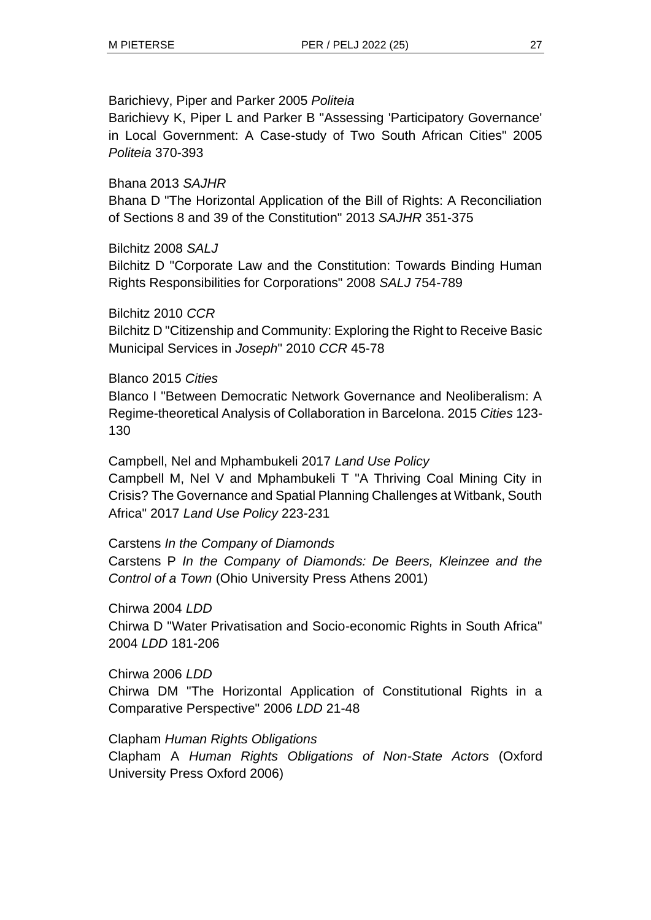Barichievy, Piper and Parker 2005 *Politeia*

Barichievy K, Piper L and Parker B "Assessing 'Participatory Governance' in Local Government: A Case-study of Two South African Cities" 2005 *Politeia* 370-393

Bhana 2013 *SAJHR*

Bhana D "The Horizontal Application of the Bill of Rights: A Reconciliation of Sections 8 and 39 of the Constitution" 2013 *SAJHR* 351-375

Bilchitz 2008 *SALJ*

Bilchitz D "Corporate Law and the Constitution: Towards Binding Human Rights Responsibilities for Corporations" 2008 *SALJ* 754-789

Bilchitz 2010 *CCR*

Bilchitz D "Citizenship and Community: Exploring the Right to Receive Basic Municipal Services in *Joseph*" 2010 *CCR* 45-78

Blanco 2015 *Cities*

Blanco I "Between Democratic Network Governance and Neoliberalism: A Regime-theoretical Analysis of Collaboration in Barcelona. 2015 *Cities* 123-130

Campbell, Nel and Mphambukeli 2017 *Land Use Policy*

Campbell M, Nel V and Mphambukeli T "A Thriving Coal Mining City in Crisis? The Governance and Spatial Planning Challenges at Witbank, South Africa" 2017 *Land Use Policy* 223-231

Carstens *In the Company of Diamonds*

Carstens P *In the Company of Diamonds: De Beers, Kleinzee and the Control of a Town* (Ohio University Press Athens 2001)

Chirwa 2004 *LDD*

Chirwa D "Water Privatisation and Socio-economic Rights in South Africa" 2004 *LDD* 181-206

Chirwa 2006 *LDD*

Chirwa DM "The Horizontal Application of Constitutional Rights in a Comparative Perspective" 2006 *LDD* 21-48

Clapham *Human Rights Obligations*

Clapham A *Human Rights Obligations of Non-State Actors* (Oxford University Press Oxford 2006)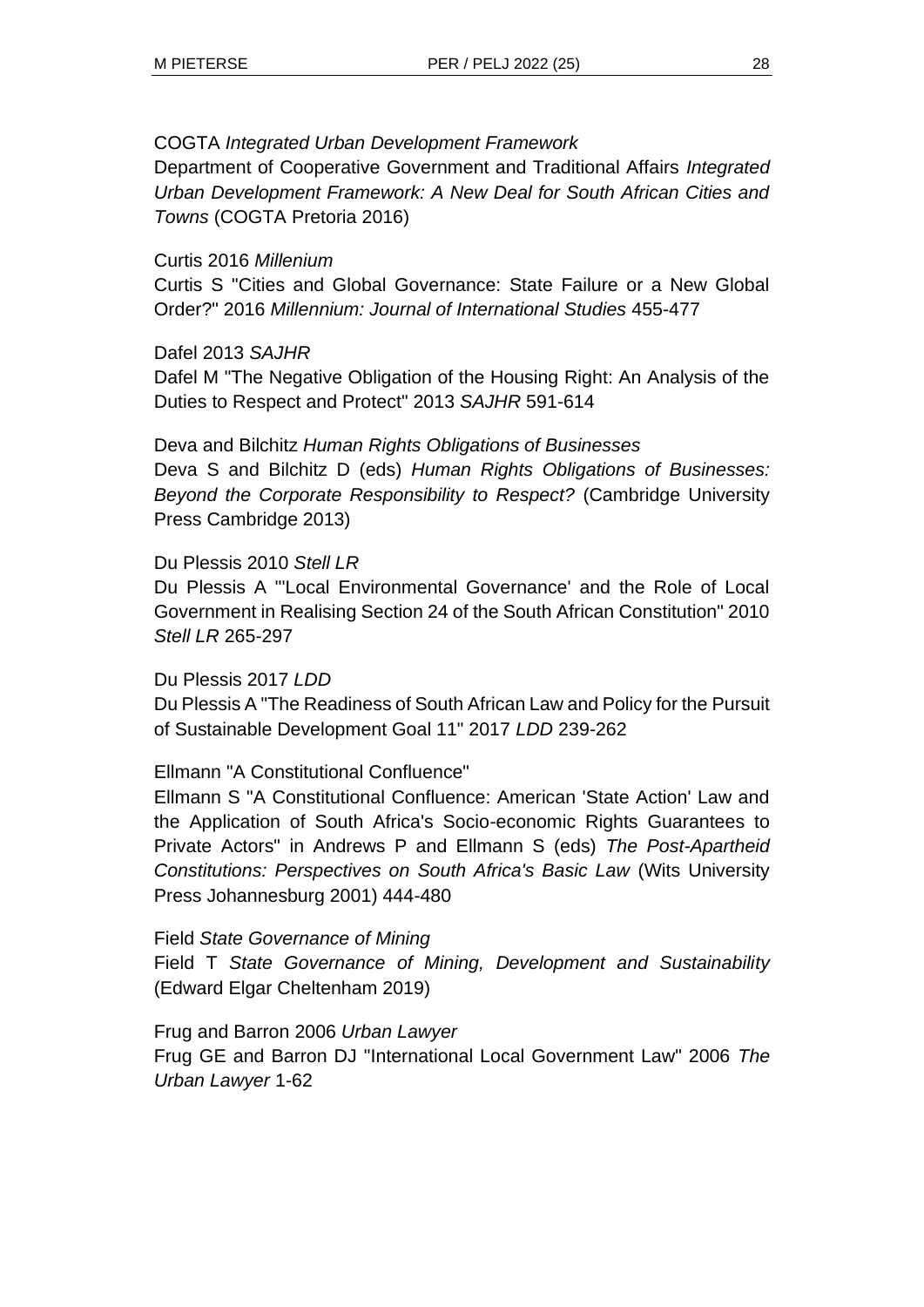COGTA *Integrated Urban Development Framework*

Department of Cooperative Government and Traditional Affairs *Integrated Urban Development Framework: A New Deal for South African Cities and Towns* (COGTA Pretoria 2016)

Curtis 2016 *Millenium*

Curtis S "Cities and Global Governance: State Failure or a New Global Order?" 2016 *Millennium: Journal of International Studies* 455-477

Dafel 2013 *SAJHR*

Dafel M "The Negative Obligation of the Housing Right: An Analysis of the Duties to Respect and Protect" 2013 *SAJHR* 591-614

Deva and Bilchitz *Human Rights Obligations of Businesses*

Deva S and Bilchitz D (eds) *Human Rights Obligations of Businesses: Beyond the Corporate Responsibility to Respect?* (Cambridge University Press Cambridge 2013)

Du Plessis 2010 *Stell LR*

Du Plessis A "'Local Environmental Governance' and the Role of Local Government in Realising Section 24 of the South African Constitution" 2010 *Stell LR* 265-297

Du Plessis 2017 *LDD*

Du Plessis A "The Readiness of South African Law and Policy for the Pursuit of Sustainable Development Goal 11" 2017 *LDD* 239-262

Ellmann "A Constitutional Confluence"

Ellmann S "A Constitutional Confluence: American 'State Action' Law and the Application of South Africa's Socio-economic Rights Guarantees to Private Actors" in Andrews P and Ellmann S (eds) *The Post-Apartheid Constitutions: Perspectives on South Africa's Basic Law* (Wits University Press Johannesburg 2001) 444-480

Field *State Governance of Mining*

Field T *State Governance of Mining, Development and Sustainability* (Edward Elgar Cheltenham 2019)

Frug and Barron 2006 *Urban Lawyer*

Frug GE and Barron DJ "International Local Government Law" 2006 *The Urban Lawyer* 1-62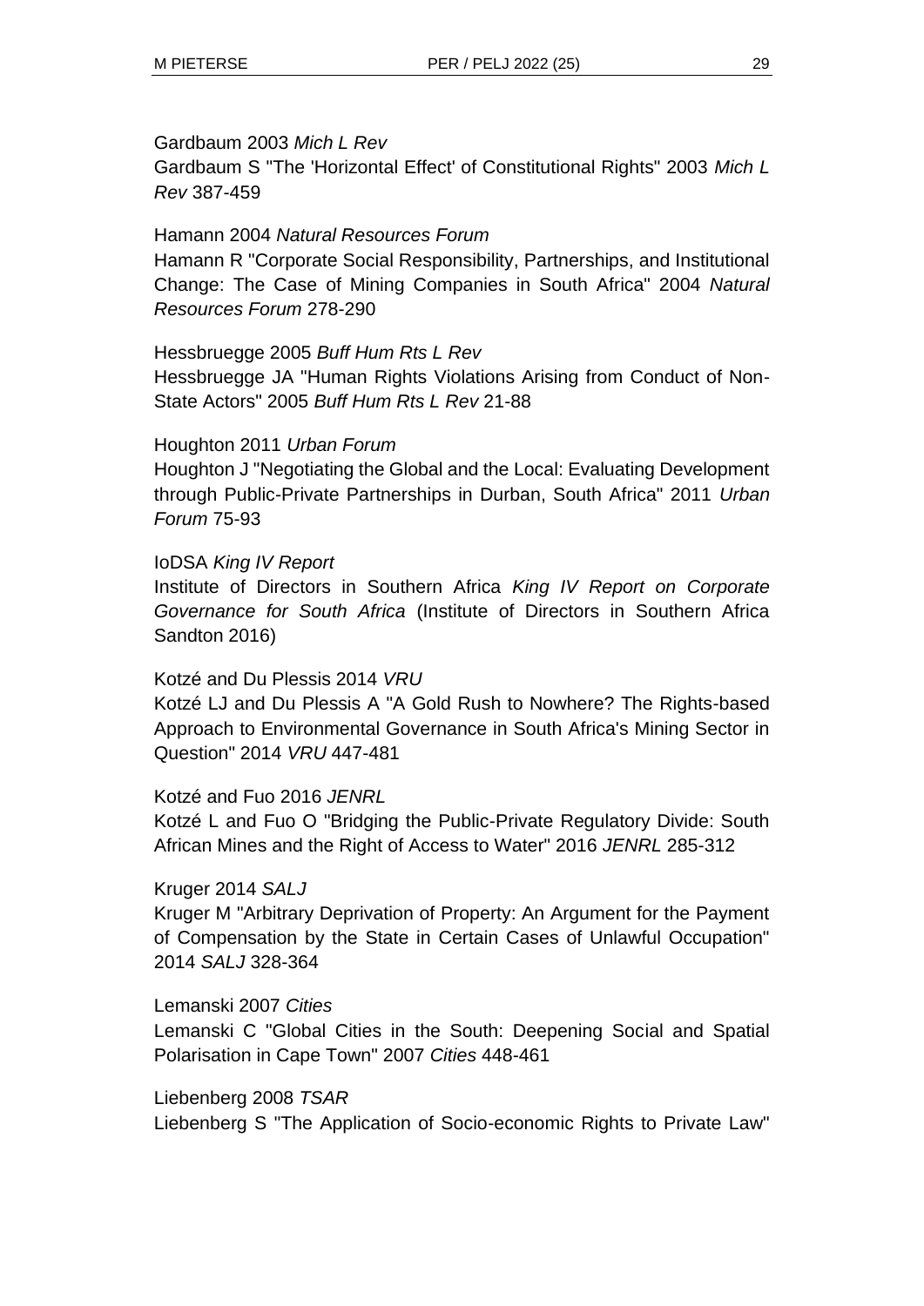Gardbaum 2003 *Mich L Rev*
Gardbaum S "The 'Horizontal Effect' of Constitutional Rights" 2003 *Mich L Rev* 387-459

Hamann 2004 *Natural Resources Forum*
Hamann R "Corporate Social Responsibility, Partnerships, and Institutional Change: The Case of Mining Companies in South Africa" 2004 *Natural Resources Forum* 278-290

Hessbruegge 2005 *Buff Hum Rts L Rev*
Hessbruegge JA "Human Rights Violations Arising from Conduct of Non-State Actors" 2005 *Buff Hum Rts L Rev* 21-88

Houghton 2011 *Urban Forum*
Houghton J "Negotiating the Global and the Local: Evaluating Development through Public-Private Partnerships in Durban, South Africa" 2011 *Urban Forum* 75-93

IoDSA *King IV Report*
Institute of Directors in Southern Africa *King IV Report on Corporate Governance for South Africa* (Institute of Directors in Southern Africa Sandton 2016)

Kotzé and Du Plessis 2014 *VRU*
Kotzé LJ and Du Plessis A "A Gold Rush to Nowhere? The Rights-based Approach to Environmental Governance in South Africa's Mining Sector in Question" 2014 *VRU* 447-481

Kotzé and Fuo 2016 *JENRL*
Kotzé L and Fuo O "Bridging the Public-Private Regulatory Divide: South African Mines and the Right of Access to Water" 2016 *JENRL* 285-312

Kruger 2014 *SALJ*
Kruger M "Arbitrary Deprivation of Property: An Argument for the Payment of Compensation by the State in Certain Cases of Unlawful Occupation" 2014 *SALJ* 328-364

Lemanski 2007 *Cities*
Lemanski C "Global Cities in the South: Deepening Social and Spatial Polarisation in Cape Town" 2007 *Cities* 448-461

Liebenberg 2008 *TSAR*
Liebenberg S "The Application of Socio-economic Rights to Private Law"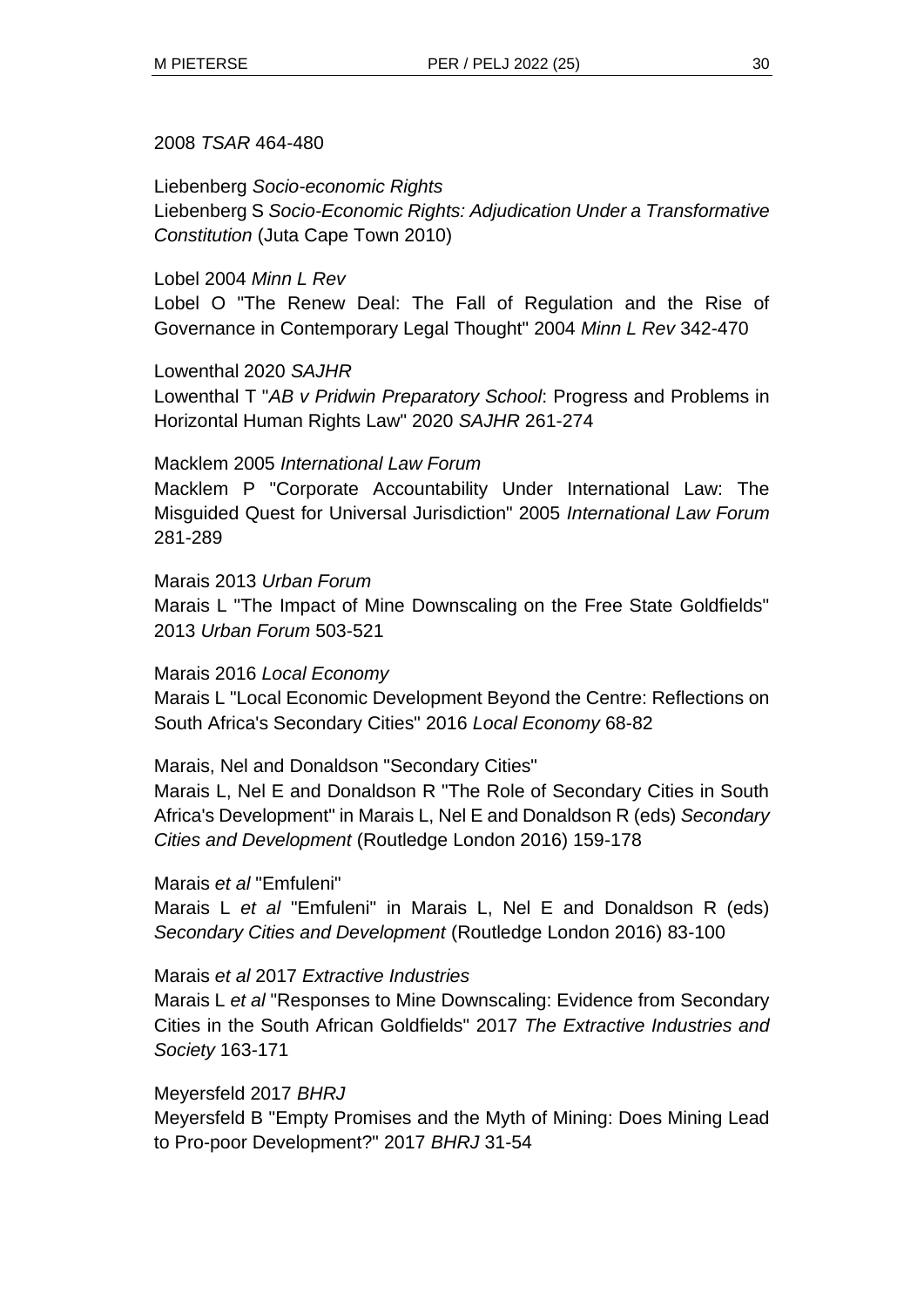2008 *TSAR* 464-480

Liebenberg *Socio-economic Rights*
Liebenberg S *Socio-Economic Rights: Adjudication Under a Transformative Constitution* (Juta Cape Town 2010)

Lobel 2004 *Minn L Rev*
Lobel O "The Renew Deal: The Fall of Regulation and the Rise of Governance in Contemporary Legal Thought" 2004 *Minn L Rev* 342-470

Lowenthal 2020 *SAJHR*
Lowenthal T "*AB v Pridwin Preparatory School*: Progress and Problems in Horizontal Human Rights Law" 2020 *SAJHR* 261-274

Macklem 2005 *International Law Forum*
Macklem P "Corporate Accountability Under International Law: The Misguided Quest for Universal Jurisdiction" 2005 *International Law Forum* 281-289

Marais 2013 *Urban Forum*
Marais L "The Impact of Mine Downscaling on the Free State Goldfields" 2013 *Urban Forum* 503-521

Marais 2016 *Local Economy*
Marais L "Local Economic Development Beyond the Centre: Reflections on South Africa's Secondary Cities" 2016 *Local Economy* 68-82

Marais, Nel and Donaldson "Secondary Cities"
Marais L, Nel E and Donaldson R "The Role of Secondary Cities in South Africa's Development" in Marais L, Nel E and Donaldson R (eds) *Secondary Cities and Development* (Routledge London 2016) 159-178

Marais *et al* "Emfuleni"
Marais L *et al* "Emfuleni" in Marais L, Nel E and Donaldson R (eds) *Secondary Cities and Development* (Routledge London 2016) 83-100

Marais *et al* 2017 *Extractive Industries*
Marais L *et al* "Responses to Mine Downscaling: Evidence from Secondary Cities in the South African Goldfields" 2017 *The Extractive Industries and Society* 163-171

Meyersfeld 2017 *BHRJ*
Meyersfeld B "Empty Promises and the Myth of Mining: Does Mining Lead to Pro-poor Development?" 2017 *BHRJ* 31-54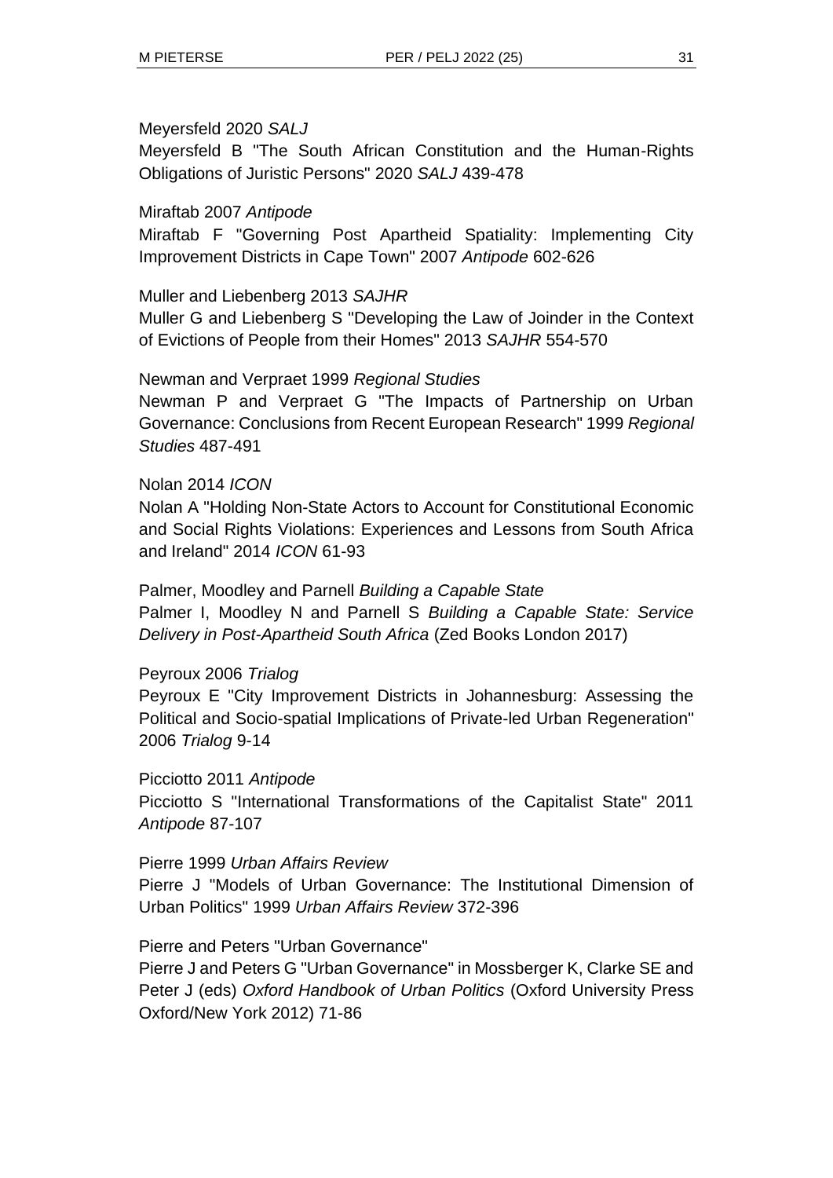Meyersfeld 2020 *SALJ*

Meyersfeld B "The South African Constitution and the Human-Rights Obligations of Juristic Persons" 2020 *SALJ* 439-478

Miraftab 2007 *Antipode*

Miraftab F "Governing Post Apartheid Spatiality: Implementing City Improvement Districts in Cape Town" 2007 *Antipode* 602-626

Muller and Liebenberg 2013 *SAJHR*

Muller G and Liebenberg S "Developing the Law of Joinder in the Context of Evictions of People from their Homes" 2013 *SAJHR* 554-570

Newman and Verpraet 1999 *Regional Studies*

Newman P and Verpraet G "The Impacts of Partnership on Urban Governance: Conclusions from Recent European Research" 1999 *Regional Studies* 487-491

Nolan 2014 *ICON*

Nolan A "Holding Non-State Actors to Account for Constitutional Economic and Social Rights Violations: Experiences and Lessons from South Africa and Ireland" 2014 *ICON* 61-93

Palmer, Moodley and Parnell *Building a Capable State*

Palmer I, Moodley N and Parnell S *Building a Capable State: Service Delivery in Post-Apartheid South Africa* (Zed Books London 2017)

Peyroux 2006 *Trialog*

Peyroux E "City Improvement Districts in Johannesburg: Assessing the Political and Socio-spatial Implications of Private-led Urban Regeneration" 2006 *Trialog* 9-14

Picciotto 2011 *Antipode*

Picciotto S "International Transformations of the Capitalist State" 2011 *Antipode* 87-107

Pierre 1999 *Urban Affairs Review*

Pierre J "Models of Urban Governance: The Institutional Dimension of Urban Politics" 1999 *Urban Affairs Review* 372-396

Pierre and Peters "Urban Governance"

Pierre J and Peters G "Urban Governance" in Mossberger K, Clarke SE and Peter J (eds) *Oxford Handbook of Urban Politics* (Oxford University Press Oxford/New York 2012) 71-86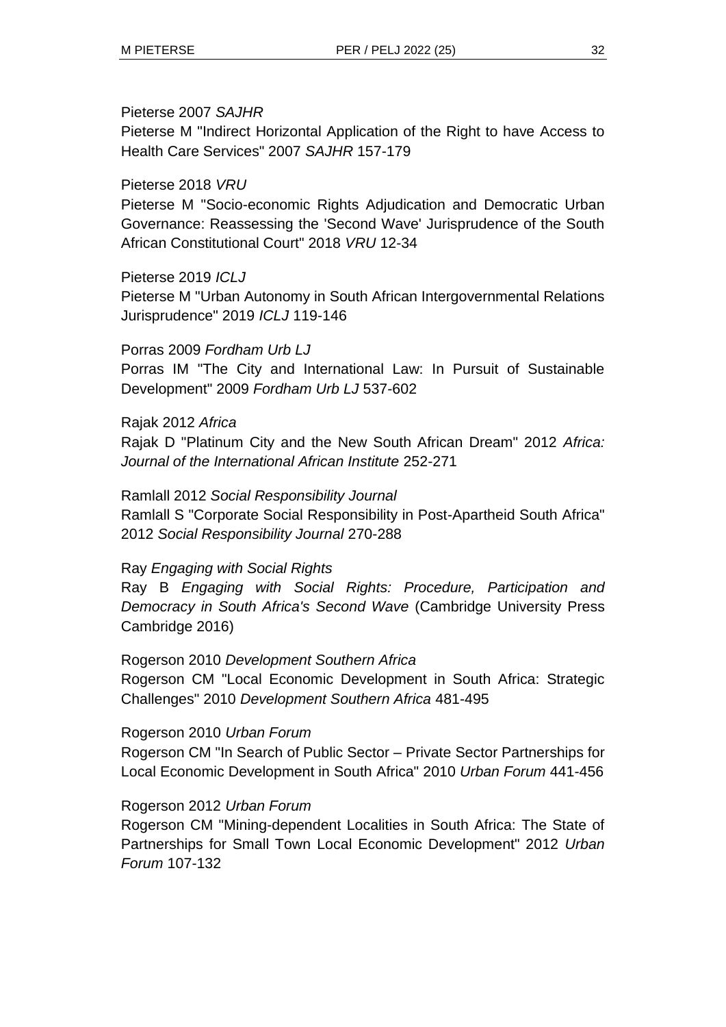Pieterse 2007 *SAJHR*
Pieterse M "Indirect Horizontal Application of the Right to have Access to Health Care Services" 2007 *SAJHR* 157-179

Pieterse 2018 *VRU*
Pieterse M "Socio-economic Rights Adjudication and Democratic Urban Governance: Reassessing the 'Second Wave' Jurisprudence of the South African Constitutional Court" 2018 *VRU* 12-34

Pieterse 2019 *ICLJ*
Pieterse M "Urban Autonomy in South African Intergovernmental Relations Jurisprudence" 2019 *ICLJ* 119-146

Porras 2009 *Fordham Urb LJ*
Porras IM "The City and International Law: In Pursuit of Sustainable Development" 2009 *Fordham Urb LJ* 537-602

Rajak 2012 *Africa*
Rajak D "Platinum City and the New South African Dream" 2012 *Africa: Journal of the International African Institute* 252-271

Ramlall 2012 *Social Responsibility Journal*
Ramlall S "Corporate Social Responsibility in Post-Apartheid South Africa" 2012 *Social Responsibility Journal* 270-288

Ray *Engaging with Social Rights*
Ray B *Engaging with Social Rights: Procedure, Participation and Democracy in South Africa's Second Wave* (Cambridge University Press Cambridge 2016)

Rogerson 2010 *Development Southern Africa*
Rogerson CM "Local Economic Development in South Africa: Strategic Challenges" 2010 *Development Southern Africa* 481-495

Rogerson 2010 *Urban Forum*
Rogerson CM "In Search of Public Sector – Private Sector Partnerships for Local Economic Development in South Africa" 2010 *Urban Forum* 441-456

Rogerson 2012 *Urban Forum*
Rogerson CM "Mining-dependent Localities in South Africa: The State of Partnerships for Small Town Local Economic Development" 2012 *Urban Forum* 107-132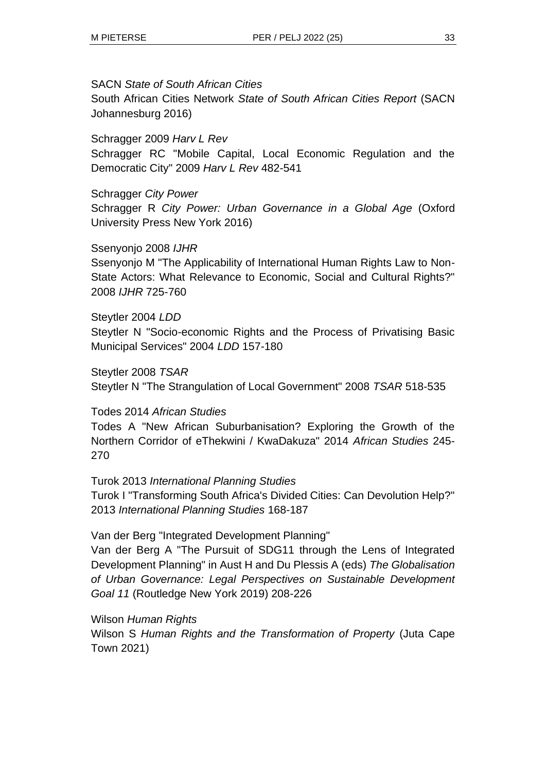SACN *State of South African Cities*
South African Cities Network *State of South African Cities Report* (SACN Johannesburg 2016)

Schragger 2009 *Harv L Rev*
Schragger RC "Mobile Capital, Local Economic Regulation and the Democratic City" 2009 *Harv L Rev* 482-541

Schragger *City Power*
Schragger R *City Power: Urban Governance in a Global Age* (Oxford University Press New York 2016)

Ssenyonjo 2008 *IJHR*
Ssenyonjo M "The Applicability of International Human Rights Law to Non-State Actors: What Relevance to Economic, Social and Cultural Rights?" 2008 *IJHR* 725-760

Steytler 2004 *LDD*
Steytler N "Socio-economic Rights and the Process of Privatising Basic Municipal Services" 2004 *LDD* 157-180

Steytler 2008 *TSAR*
Steytler N "The Strangulation of Local Government" 2008 *TSAR* 518-535

Todes 2014 *African Studies*
Todes A "New African Suburbanisation? Exploring the Growth of the Northern Corridor of eThekwini / KwaDakuza" 2014 *African Studies* 245-270

Turok 2013 *International Planning Studies*
Turok I "Transforming South Africa's Divided Cities: Can Devolution Help?" 2013 *International Planning Studies* 168-187

Van der Berg "Integrated Development Planning"
Van der Berg A "The Pursuit of SDG11 through the Lens of Integrated Development Planning" in Aust H and Du Plessis A (eds) *The Globalisation of Urban Governance: Legal Perspectives on Sustainable Development Goal 11* (Routledge New York 2019) 208-226

Wilson *Human Rights*
Wilson S *Human Rights and the Transformation of Property* (Juta Cape Town 2021)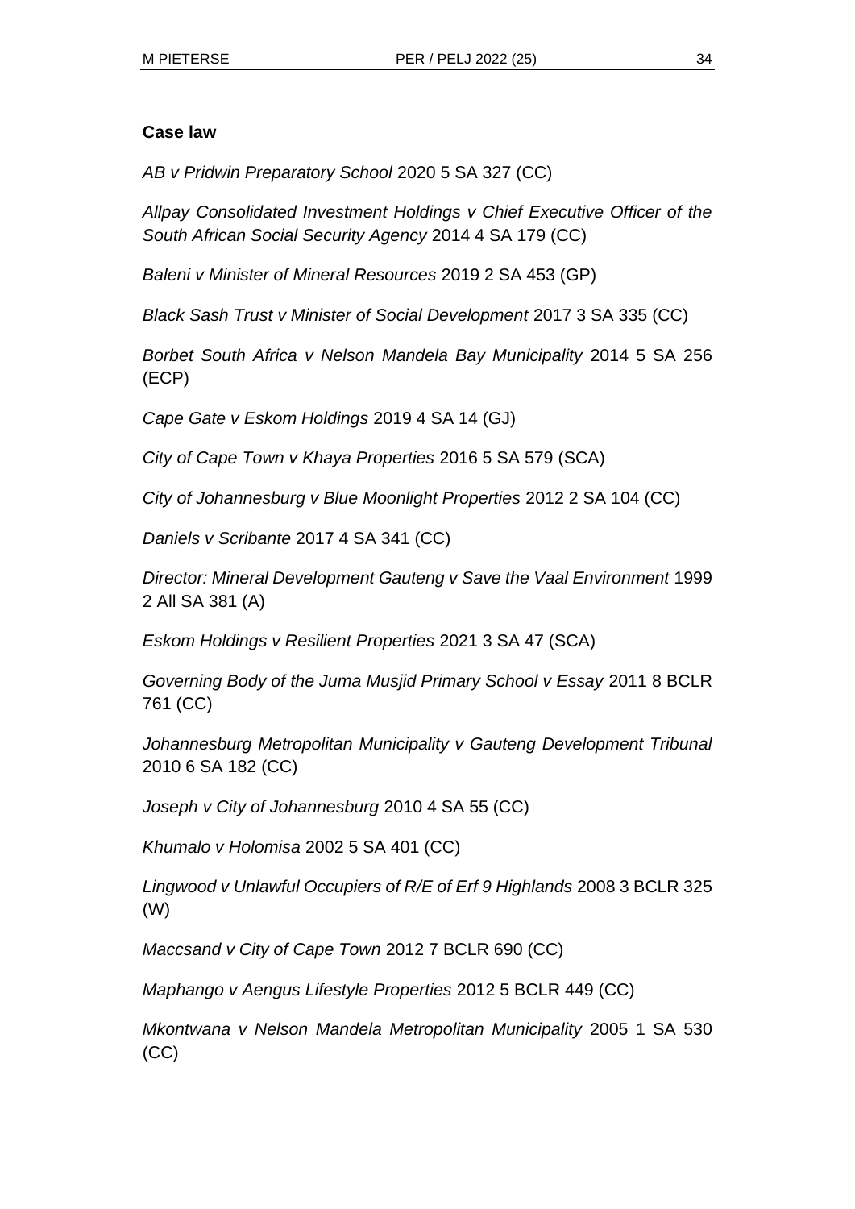**Case law**

*AB v Pridwin Preparatory School* 2020 5 SA 327 (CC)

*Allpay Consolidated Investment Holdings v Chief Executive Officer of the South African Social Security Agency* 2014 4 SA 179 (CC)

*Baleni v Minister of Mineral Resources* 2019 2 SA 453 (GP)

*Black Sash Trust v Minister of Social Development* 2017 3 SA 335 (CC)

*Borbet South Africa v Nelson Mandela Bay Municipality* 2014 5 SA 256 (ECP)

*Cape Gate v Eskom Holdings* 2019 4 SA 14 (GJ)

*City of Cape Town v Khaya Properties* 2016 5 SA 579 (SCA)

*City of Johannesburg v Blue Moonlight Properties* 2012 2 SA 104 (CC)

*Daniels v Scribante* 2017 4 SA 341 (CC)

*Director: Mineral Development Gauteng v Save the Vaal Environment* 1999 2 All SA 381 (A)

*Eskom Holdings v Resilient Properties* 2021 3 SA 47 (SCA)

*Governing Body of the Juma Musjid Primary School v Essay* 2011 8 BCLR 761 (CC)

*Johannesburg Metropolitan Municipality v Gauteng Development Tribunal* 2010 6 SA 182 (CC)

*Joseph v City of Johannesburg* 2010 4 SA 55 (CC)

*Khumalo v Holomisa* 2002 5 SA 401 (CC)

*Lingwood v Unlawful Occupiers of R/E of Erf 9 Highlands* 2008 3 BCLR 325 (W)

*Maccsand v City of Cape Town* 2012 7 BCLR 690 (CC)

*Maphango v Aengus Lifestyle Properties* 2012 5 BCLR 449 (CC)

*Mkontwana v Nelson Mandela Metropolitan Municipality* 2005 1 SA 530 (CC)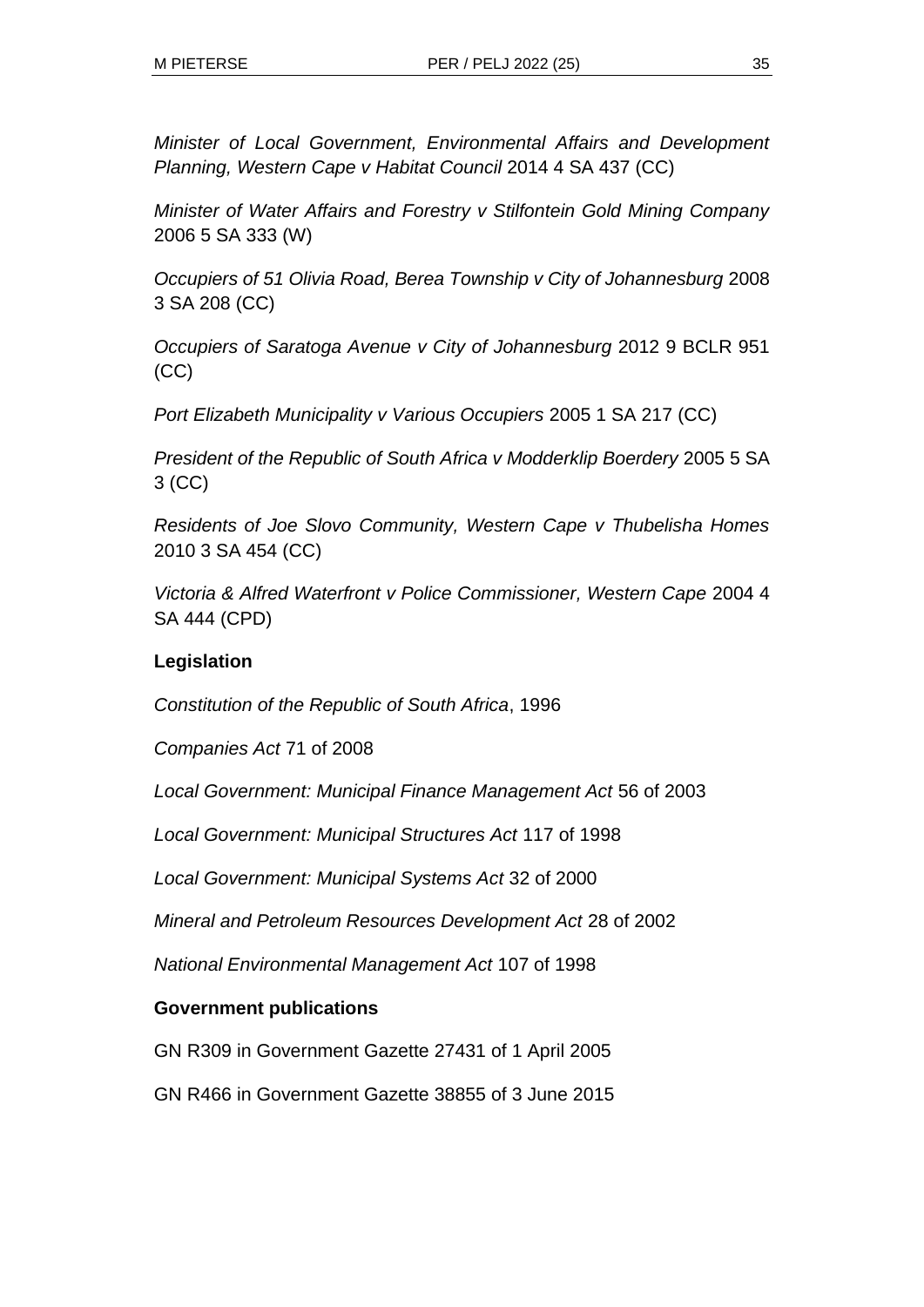*Minister of Local Government, Environmental Affairs and Development Planning, Western Cape v Habitat Council* 2014 4 SA 437 (CC)

*Minister of Water Affairs and Forestry v Stilfontein Gold Mining Company* 2006 5 SA 333 (W)

*Occupiers of 51 Olivia Road, Berea Township v City of Johannesburg* 2008 3 SA 208 (CC)

*Occupiers of Saratoga Avenue v City of Johannesburg* 2012 9 BCLR 951 (CC)

*Port Elizabeth Municipality v Various Occupiers* 2005 1 SA 217 (CC)

*President of the Republic of South Africa v Modderklip Boerdery* 2005 5 SA 3 (CC)

*Residents of Joe Slovo Community, Western Cape v Thubelisha Homes* 2010 3 SA 454 (CC)

*Victoria & Alfred Waterfront v Police Commissioner, Western Cape* 2004 4 SA 444 (CPD)

**Legislation**

*Constitution of the Republic of South Africa*, 1996

*Companies Act* 71 of 2008

*Local Government: Municipal Finance Management Act* 56 of 2003

*Local Government: Municipal Structures Act* 117 of 1998

*Local Government: Municipal Systems Act* 32 of 2000

*Mineral and Petroleum Resources Development Act* 28 of 2002

*National Environmental Management Act* 107 of 1998

**Government publications**

GN R309 in Government Gazette 27431 of 1 April 2005

GN R466 in Government Gazette 38855 of 3 June 2015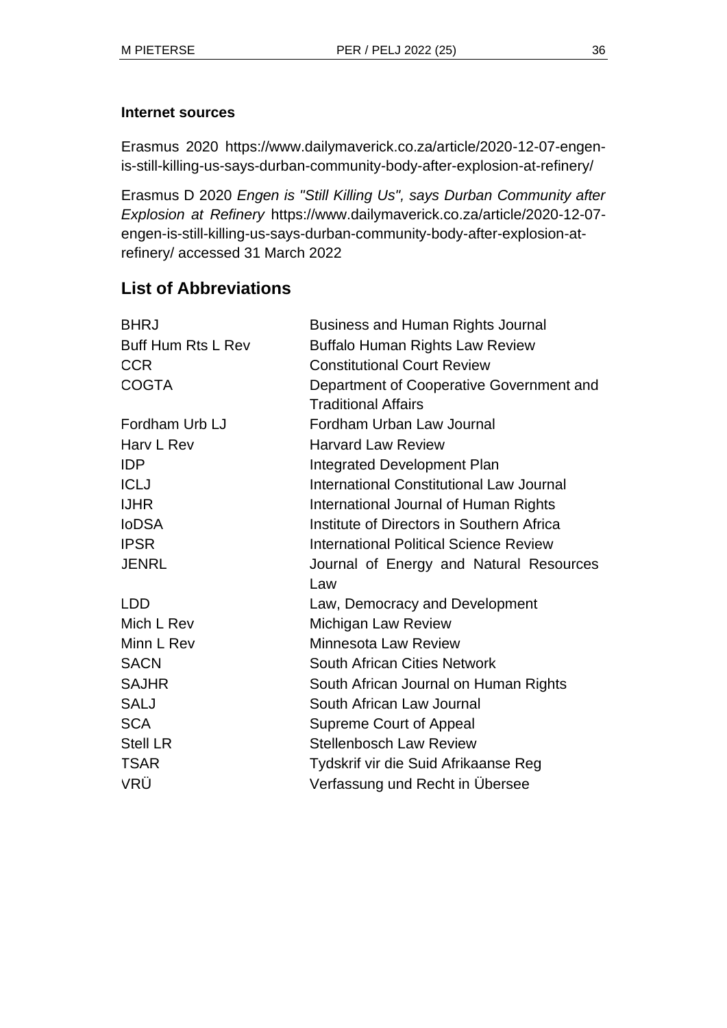**Internet sources**

Erasmus 2020 https://www.dailymaverick.co.za/article/2020-12-07-engen-is-still-killing-us-says-durban-community-body-after-explosion-at-refinery/

Erasmus D 2020 *Engen is "Still Killing Us", says Durban Community after Explosion at Refinery* https://www.dailymaverick.co.za/article/2020-12-07-engen-is-still-killing-us-says-durban-community-body-after-explosion-at-refinery/ accessed 31 March 2022

## List of Abbreviations

| | |
|---|---|
| BHRJ | Business and Human Rights Journal |
| Buff Hum Rts L Rev | Buffalo Human Rights Law Review |
| CCR | Constitutional Court Review |
| COGTA | Department of Cooperative Government and Traditional Affairs |
| Fordham Urb LJ | Fordham Urban Law Journal |
| Harv L Rev | Harvard Law Review |
| IDP | Integrated Development Plan |
| ICLJ | International Constitutional Law Journal |
| IJHR | International Journal of Human Rights |
| IoDSA | Institute of Directors in Southern Africa |
| IPSR | International Political Science Review |
| JENRL | Journal of Energy and Natural Resources Law |
| LDD | Law, Democracy and Development |
| Mich L Rev | Michigan Law Review |
| Minn L Rev | Minnesota Law Review |
| SACN | South African Cities Network |
| SAJHR | South African Journal on Human Rights |
| SALJ | South African Law Journal |
| SCA | Supreme Court of Appeal |
| Stell LR | Stellenbosch Law Review |
| TSAR | Tydskrif vir die Suid Afrikaanse Reg |
| VRÜ | Verfassung und Recht in Übersee |